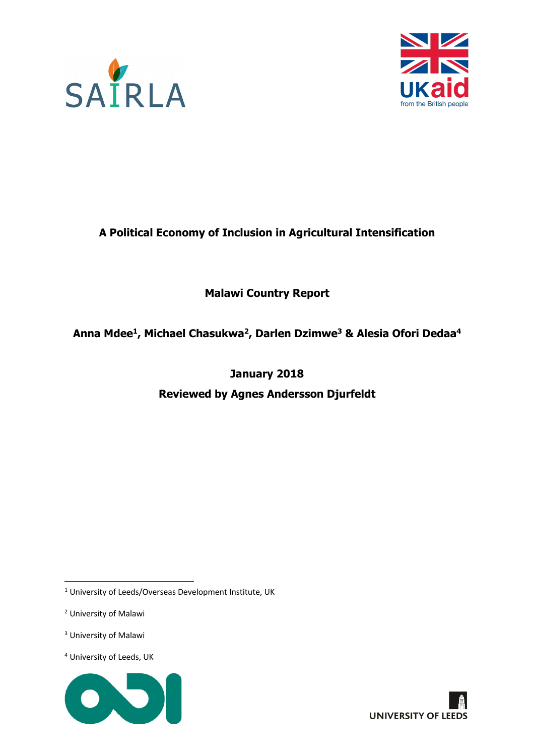SAIRLA

UKaid from the British people

# A Political Economy of Inclusion in Agricultural Intensification

## Malawi Country Report

**Anna Mdee[1], Michael Chasukwa[2], Darlen Dzimwe[3] & Alesia Ofori Dedaa[4]**

**January 2018**

**Reviewed by Agnes Andersson Djurfeldt**

[1] University of Leeds/Overseas Development Institute, UK

[2] University of Malawi

[3] University of Malawi

[4] University of Leeds, UK

UNIVERSITY OF LEEDS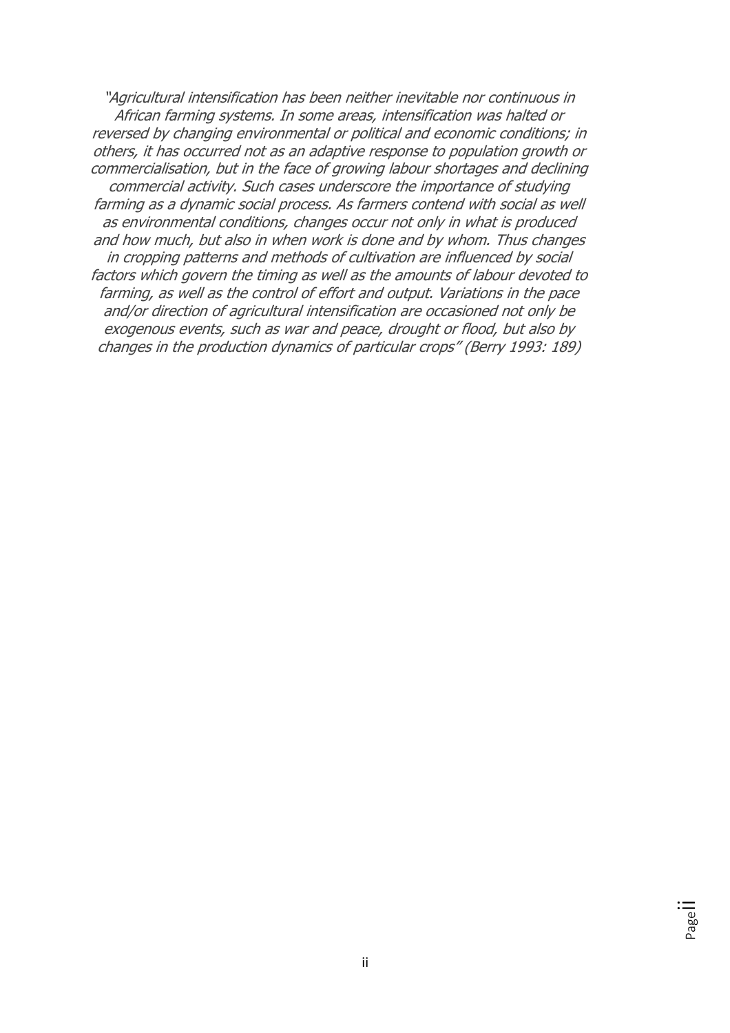*"Agricultural intensification has been neither inevitable nor continuous in African farming systems. In some areas, intensification was halted or reversed by changing environmental or political and economic conditions; in others, it has occurred not as an adaptive response to population growth or commercialisation, but in the face of growing labour shortages and declining commercial activity. Such cases underscore the importance of studying farming as a dynamic social process. As farmers contend with social as well as environmental conditions, changes occur not only in what is produced and how much, but also in when work is done and by whom. Thus changes in cropping patterns and methods of cultivation are influenced by social factors which govern the timing as well as the amounts of labour devoted to farming, as well as the control of effort and output. Variations in the pace and/or direction of agricultural intensification are occasioned not only be exogenous events, such as war and peace, drought or flood, but also by changes in the production dynamics of particular crops" (Berry 1993: 189)*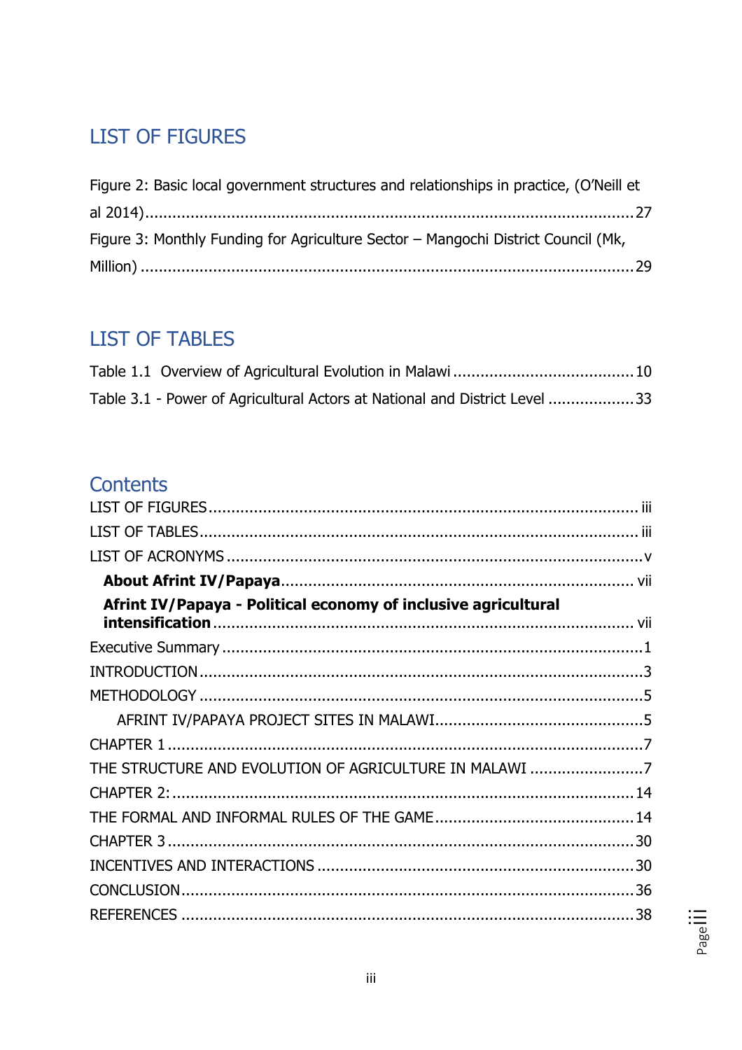## LIST OF FIGURES

Figure 2: Basic local government structures and relationships in practice, (O'Neill et al 2014)........................................................................................................27

Figure 3: Monthly Funding for Agriculture Sector – Mangochi District Council (Mk, Million) ...........................................................................................................29

## LIST OF TABLES

Table 1.1 Overview of Agricultural Evolution in Malawi ........................................10

Table 3.1 - Power of Agricultural Actors at National and District Level ...................33

## Contents

LIST OF FIGURES..................................................................................... iii

LIST OF TABLES...................................................................................... iii

LIST OF ACRONYMS ..................................................................................v

**About Afrint IV/Papaya**......................................................................... vii

**Afrint IV/Papaya - Political economy of inclusive agricultural intensification**......................................................................................... vii

Executive Summary ...................................................................................1

INTRODUCTION.........................................................................................3

METHODOLOGY ........................................................................................5

AFRINT IV/PAPAYA PROJECT SITES IN MALAWI.............................................5

CHAPTER 1 ...............................................................................................7

THE STRUCTURE AND EVOLUTION OF AGRICULTURE IN MALAWI .........................7

CHAPTER 2:.............................................................................................14

THE FORMAL AND INFORMAL RULES OF THE GAME...........................................14

CHAPTER 3 .............................................................................................30

INCENTIVES AND INTERACTIONS .................................................................30

CONCLUSION...........................................................................................36

REFERENCES ...........................................................................................38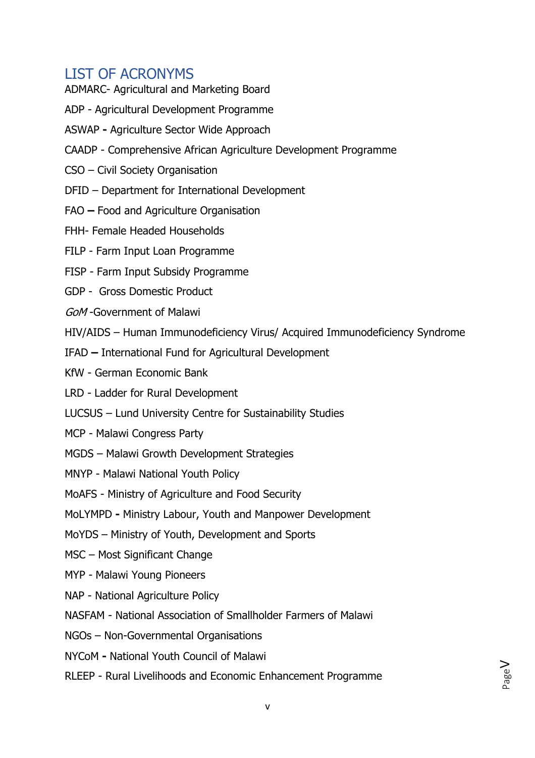# LIST OF ACRONYMS

ADMARC- Agricultural and Marketing Board

ADP - Agricultural Development Programme

ASWAP **-** Agriculture Sector Wide Approach

CAADP - Comprehensive African Agriculture Development Programme

CSO – Civil Society Organisation

DFID – Department for International Development

FAO **–** Food and Agriculture Organisation

FHH- Female Headed Households

FILP - Farm Input Loan Programme

FISP - Farm Input Subsidy Programme

GDP - Gross Domestic Product

*GoM* -Government of Malawi

HIV/AIDS – Human Immunodeficiency Virus/ Acquired Immunodeficiency Syndrome

IFAD **–** International Fund for Agricultural Development

KfW - German Economic Bank

LRD - Ladder for Rural Development

LUCSUS – Lund University Centre for Sustainability Studies

MCP - Malawi Congress Party

MGDS – Malawi Growth Development Strategies

MNYP - Malawi National Youth Policy

MoAFS - Ministry of Agriculture and Food Security

MoLYMPD **-** Ministry Labour, Youth and Manpower Development

MoYDS – Ministry of Youth, Development and Sports

MSC – Most Significant Change

MYP - Malawi Young Pioneers

NAP - National Agriculture Policy

NASFAM - National Association of Smallholder Farmers of Malawi

NGOs – Non-Governmental Organisations

NYCoM **-** National Youth Council of Malawi

RLEEP - Rural Livelihoods and Economic Enhancement Programme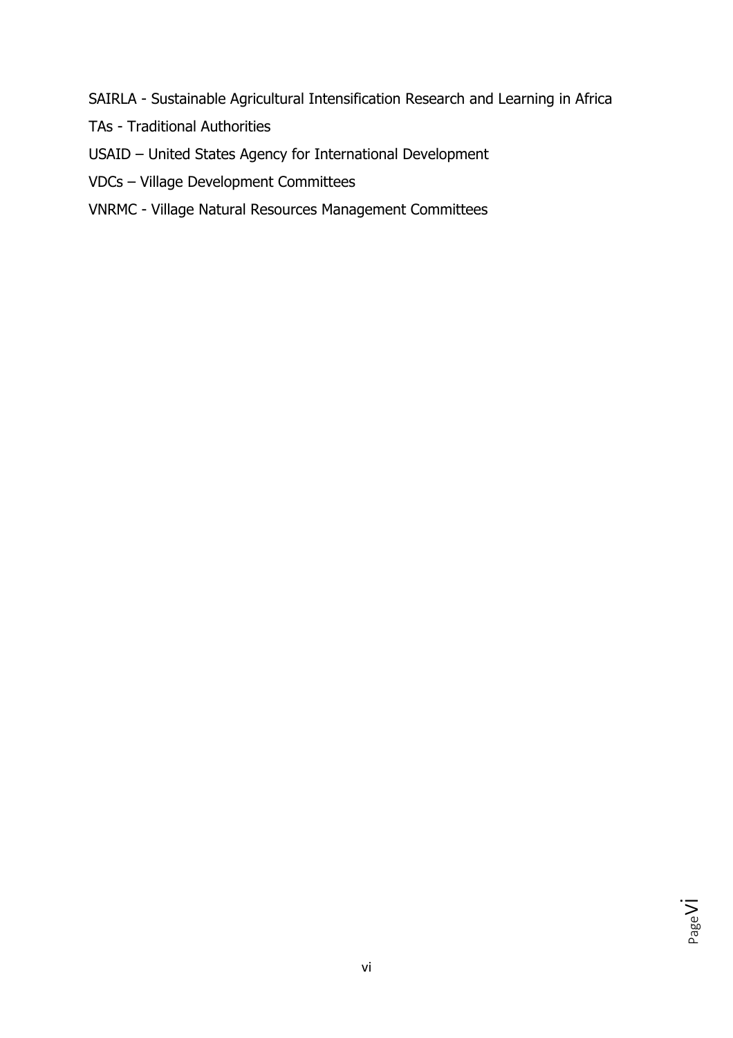SAIRLA - Sustainable Agricultural Intensification Research and Learning in Africa

TAs - Traditional Authorities

USAID – United States Agency for International Development

VDCs – Village Development Committees

VNRMC - Village Natural Resources Management Committees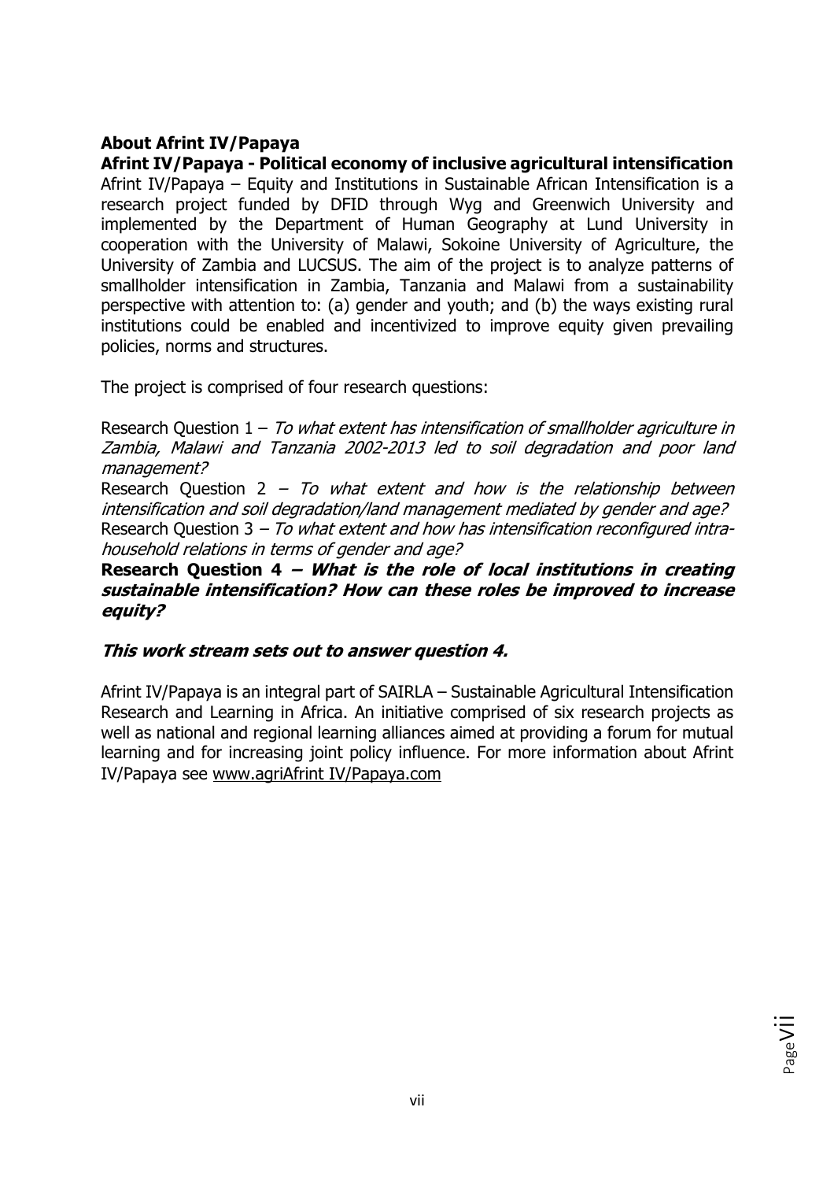## About Afrint IV/Papaya

### Afrint IV/Papaya - Political economy of inclusive agricultural intensification

Afrint IV/Papaya – Equity and Institutions in Sustainable African Intensification is a research project funded by DFID through Wyg and Greenwich University and implemented by the Department of Human Geography at Lund University in cooperation with the University of Malawi, Sokoine University of Agriculture, the University of Zambia and LUCSUS. The aim of the project is to analyze patterns of smallholder intensification in Zambia, Tanzania and Malawi from a sustainability perspective with attention to: (a) gender and youth; and (b) the ways existing rural institutions could be enabled and incentivized to improve equity given prevailing policies, norms and structures.

The project is comprised of four research questions:

Research Question 1 – *To what extent has intensification of smallholder agriculture in Zambia, Malawi and Tanzania 2002-2013 led to soil degradation and poor land management?*
Research Question 2 – *To what extent and how is the relationship between intensification and soil degradation/land management mediated by gender and age?*
Research Question 3 – *To what extent and how has intensification reconfigured intra-household relations in terms of gender and age?*
**Research Question 4 – *What is the role of local institutions in creating sustainable intensification? How can these roles be improved to increase equity?***

***This work stream sets out to answer question 4.***

Afrint IV/Papaya is an integral part of SAIRLA – Sustainable Agricultural Intensification Research and Learning in Africa. An initiative comprised of six research projects as well as national and regional learning alliances aimed at providing a forum for mutual learning and for increasing joint policy influence. For more information about Afrint IV/Papaya see www.agriAfrint IV/Papaya.com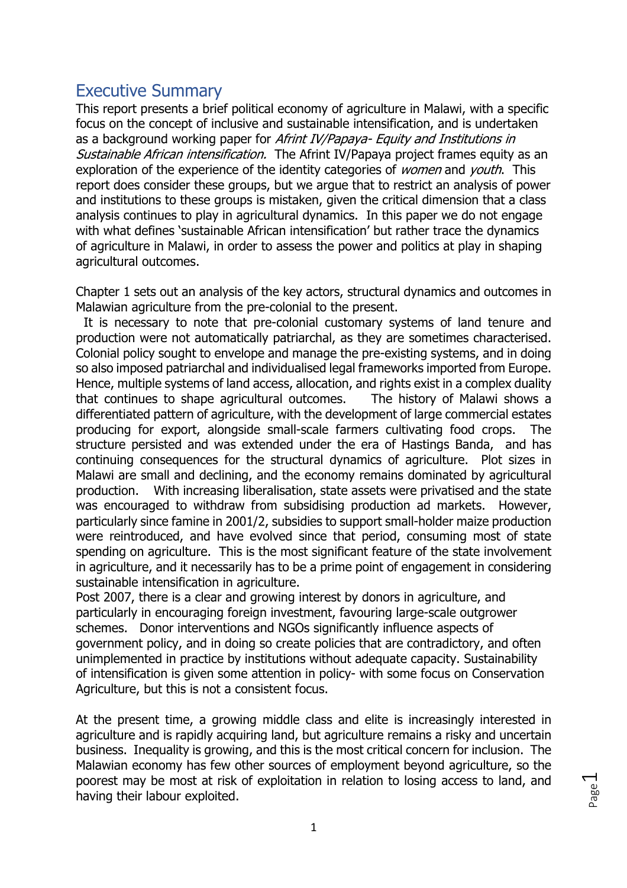# Executive Summary

This report presents a brief political economy of agriculture in Malawi, with a specific focus on the concept of inclusive and sustainable intensification, and is undertaken as a background working paper for *Afrint IV/Papaya- Equity and Institutions in Sustainable African intensification.* The Afrint IV/Papaya project frames equity as an exploration of the experience of the identity categories of *women* and *youth*. This report does consider these groups, but we argue that to restrict an analysis of power and institutions to these groups is mistaken, given the critical dimension that a class analysis continues to play in agricultural dynamics. In this paper we do not engage with what defines 'sustainable African intensification' but rather trace the dynamics of agriculture in Malawi, in order to assess the power and politics at play in shaping agricultural outcomes.

Chapter 1 sets out an analysis of the key actors, structural dynamics and outcomes in Malawian agriculture from the pre-colonial to the present.

It is necessary to note that pre-colonial customary systems of land tenure and production were not automatically patriarchal, as they are sometimes characterised. Colonial policy sought to envelope and manage the pre-existing systems, and in doing so also imposed patriarchal and individualised legal frameworks imported from Europe. Hence, multiple systems of land access, allocation, and rights exist in a complex duality that continues to shape agricultural outcomes. The history of Malawi shows a differentiated pattern of agriculture, with the development of large commercial estates producing for export, alongside small-scale farmers cultivating food crops. The structure persisted and was extended under the era of Hastings Banda, and has continuing consequences for the structural dynamics of agriculture. Plot sizes in Malawi are small and declining, and the economy remains dominated by agricultural production. With increasing liberalisation, state assets were privatised and the state was encouraged to withdraw from subsidising production ad markets. However, particularly since famine in 2001/2, subsidies to support small-holder maize production were reintroduced, and have evolved since that period, consuming most of state spending on agriculture. This is the most significant feature of the state involvement in agriculture, and it necessarily has to be a prime point of engagement in considering sustainable intensification in agriculture.

Post 2007, there is a clear and growing interest by donors in agriculture, and particularly in encouraging foreign investment, favouring large-scale outgrower schemes. Donor interventions and NGOs significantly influence aspects of government policy, and in doing so create policies that are contradictory, and often unimplemented in practice by institutions without adequate capacity. Sustainability of intensification is given some attention in policy- with some focus on Conservation Agriculture, but this is not a consistent focus.

At the present time, a growing middle class and elite is increasingly interested in agriculture and is rapidly acquiring land, but agriculture remains a risky and uncertain business. Inequality is growing, and this is the most critical concern for inclusion. The Malawian economy has few other sources of employment beyond agriculture, so the poorest may be most at risk of exploitation in relation to losing access to land, and having their labour exploited.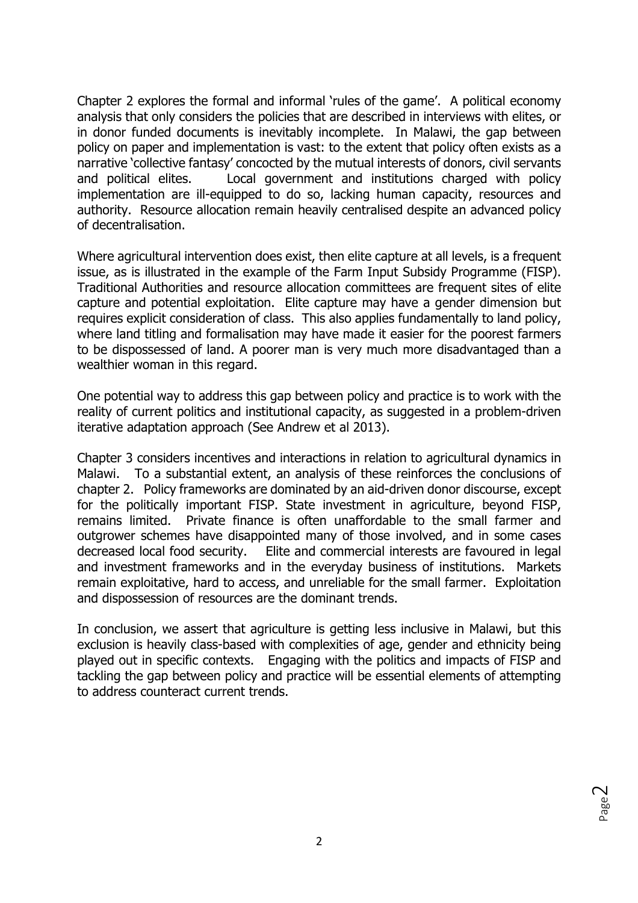Chapter 2 explores the formal and informal 'rules of the game'. A political economy analysis that only considers the policies that are described in interviews with elites, or in donor funded documents is inevitably incomplete. In Malawi, the gap between policy on paper and implementation is vast: to the extent that policy often exists as a narrative 'collective fantasy' concocted by the mutual interests of donors, civil servants and political elites. Local government and institutions charged with policy implementation are ill-equipped to do so, lacking human capacity, resources and authority. Resource allocation remain heavily centralised despite an advanced policy of decentralisation.

Where agricultural intervention does exist, then elite capture at all levels, is a frequent issue, as is illustrated in the example of the Farm Input Subsidy Programme (FISP). Traditional Authorities and resource allocation committees are frequent sites of elite capture and potential exploitation. Elite capture may have a gender dimension but requires explicit consideration of class. This also applies fundamentally to land policy, where land titling and formalisation may have made it easier for the poorest farmers to be dispossessed of land. A poorer man is very much more disadvantaged than a wealthier woman in this regard.

One potential way to address this gap between policy and practice is to work with the reality of current politics and institutional capacity, as suggested in a problem-driven iterative adaptation approach (See Andrew et al 2013).

Chapter 3 considers incentives and interactions in relation to agricultural dynamics in Malawi. To a substantial extent, an analysis of these reinforces the conclusions of chapter 2. Policy frameworks are dominated by an aid-driven donor discourse, except for the politically important FISP. State investment in agriculture, beyond FISP, remains limited. Private finance is often unaffordable to the small farmer and outgrower schemes have disappointed many of those involved, and in some cases decreased local food security. Elite and commercial interests are favoured in legal and investment frameworks and in the everyday business of institutions. Markets remain exploitative, hard to access, and unreliable for the small farmer. Exploitation and dispossession of resources are the dominant trends.

In conclusion, we assert that agriculture is getting less inclusive in Malawi, but this exclusion is heavily class-based with complexities of age, gender and ethnicity being played out in specific contexts. Engaging with the politics and impacts of FISP and tackling the gap between policy and practice will be essential elements of attempting to address counteract current trends.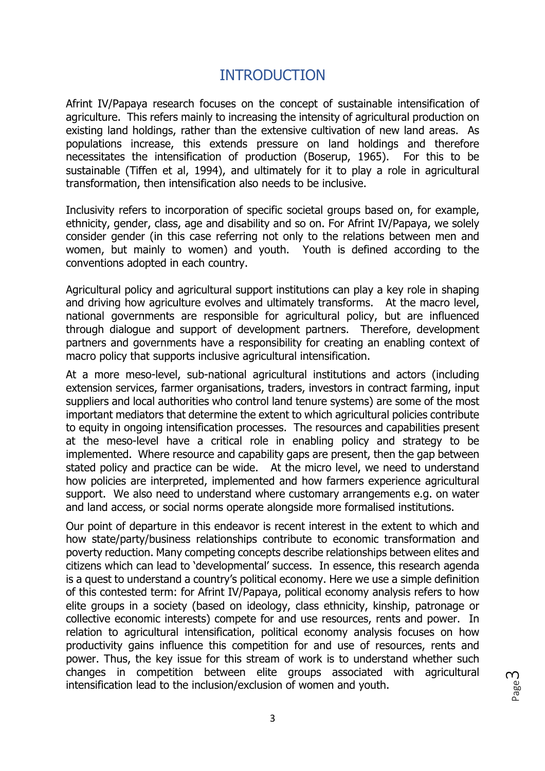# INTRODUCTION

Afrint IV/Papaya research focuses on the concept of sustainable intensification of agriculture. This refers mainly to increasing the intensity of agricultural production on existing land holdings, rather than the extensive cultivation of new land areas. As populations increase, this extends pressure on land holdings and therefore necessitates the intensification of production (Boserup, 1965). For this to be sustainable (Tiffen et al, 1994), and ultimately for it to play a role in agricultural transformation, then intensification also needs to be inclusive.

Inclusivity refers to incorporation of specific societal groups based on, for example, ethnicity, gender, class, age and disability and so on. For Afrint IV/Papaya, we solely consider gender (in this case referring not only to the relations between men and women, but mainly to women) and youth. Youth is defined according to the conventions adopted in each country.

Agricultural policy and agricultural support institutions can play a key role in shaping and driving how agriculture evolves and ultimately transforms. At the macro level, national governments are responsible for agricultural policy, but are influenced through dialogue and support of development partners. Therefore, development partners and governments have a responsibility for creating an enabling context of macro policy that supports inclusive agricultural intensification.

At a more meso-level, sub-national agricultural institutions and actors (including extension services, farmer organisations, traders, investors in contract farming, input suppliers and local authorities who control land tenure systems) are some of the most important mediators that determine the extent to which agricultural policies contribute to equity in ongoing intensification processes. The resources and capabilities present at the meso-level have a critical role in enabling policy and strategy to be implemented. Where resource and capability gaps are present, then the gap between stated policy and practice can be wide. At the micro level, we need to understand how policies are interpreted, implemented and how farmers experience agricultural support. We also need to understand where customary arrangements e.g. on water and land access, or social norms operate alongside more formalised institutions.

Our point of departure in this endeavor is recent interest in the extent to which and how state/party/business relationships contribute to economic transformation and poverty reduction. Many competing concepts describe relationships between elites and citizens which can lead to 'developmental' success. In essence, this research agenda is a quest to understand a country's political economy. Here we use a simple definition of this contested term: for Afrint IV/Papaya, political economy analysis refers to how elite groups in a society (based on ideology, class ethnicity, kinship, patronage or collective economic interests) compete for and use resources, rents and power. In relation to agricultural intensification, political economy analysis focuses on how productivity gains influence this competition for and use of resources, rents and power. Thus, the key issue for this stream of work is to understand whether such changes in competition between elite groups associated with agricultural intensification lead to the inclusion/exclusion of women and youth.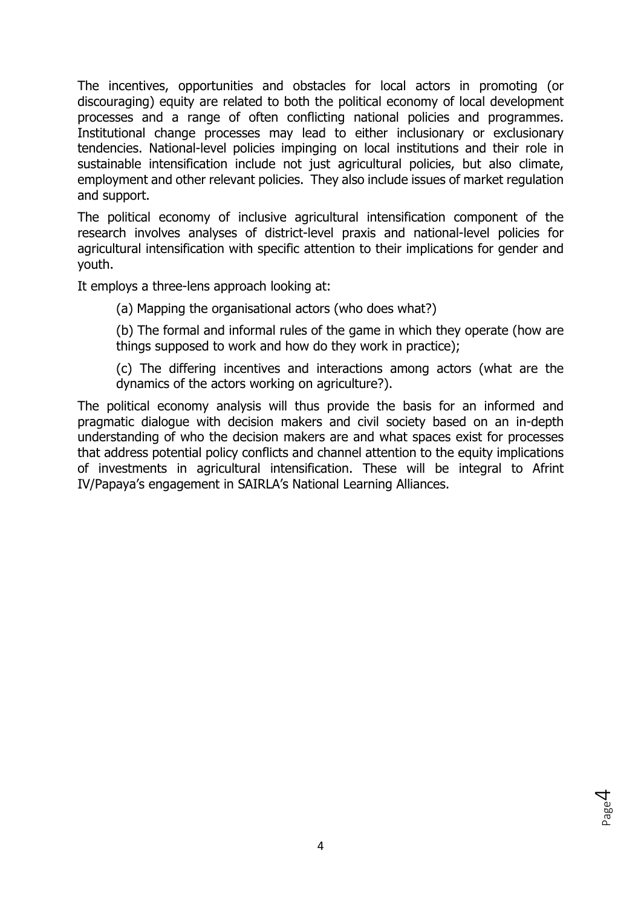The incentives, opportunities and obstacles for local actors in promoting (or discouraging) equity are related to both the political economy of local development processes and a range of often conflicting national policies and programmes. Institutional change processes may lead to either inclusionary or exclusionary tendencies. National-level policies impinging on local institutions and their role in sustainable intensification include not just agricultural policies, but also climate, employment and other relevant policies. They also include issues of market regulation and support.

The political economy of inclusive agricultural intensification component of the research involves analyses of district-level praxis and national-level policies for agricultural intensification with specific attention to their implications for gender and youth.

It employs a three-lens approach looking at:

(a) Mapping the organisational actors (who does what?)

(b) The formal and informal rules of the game in which they operate (how are things supposed to work and how do they work in practice);

(c) The differing incentives and interactions among actors (what are the dynamics of the actors working on agriculture?).

The political economy analysis will thus provide the basis for an informed and pragmatic dialogue with decision makers and civil society based on an in-depth understanding of who the decision makers are and what spaces exist for processes that address potential policy conflicts and channel attention to the equity implications of investments in agricultural intensification. These will be integral to Afrint IV/Papaya's engagement in SAIRLA's National Learning Alliances.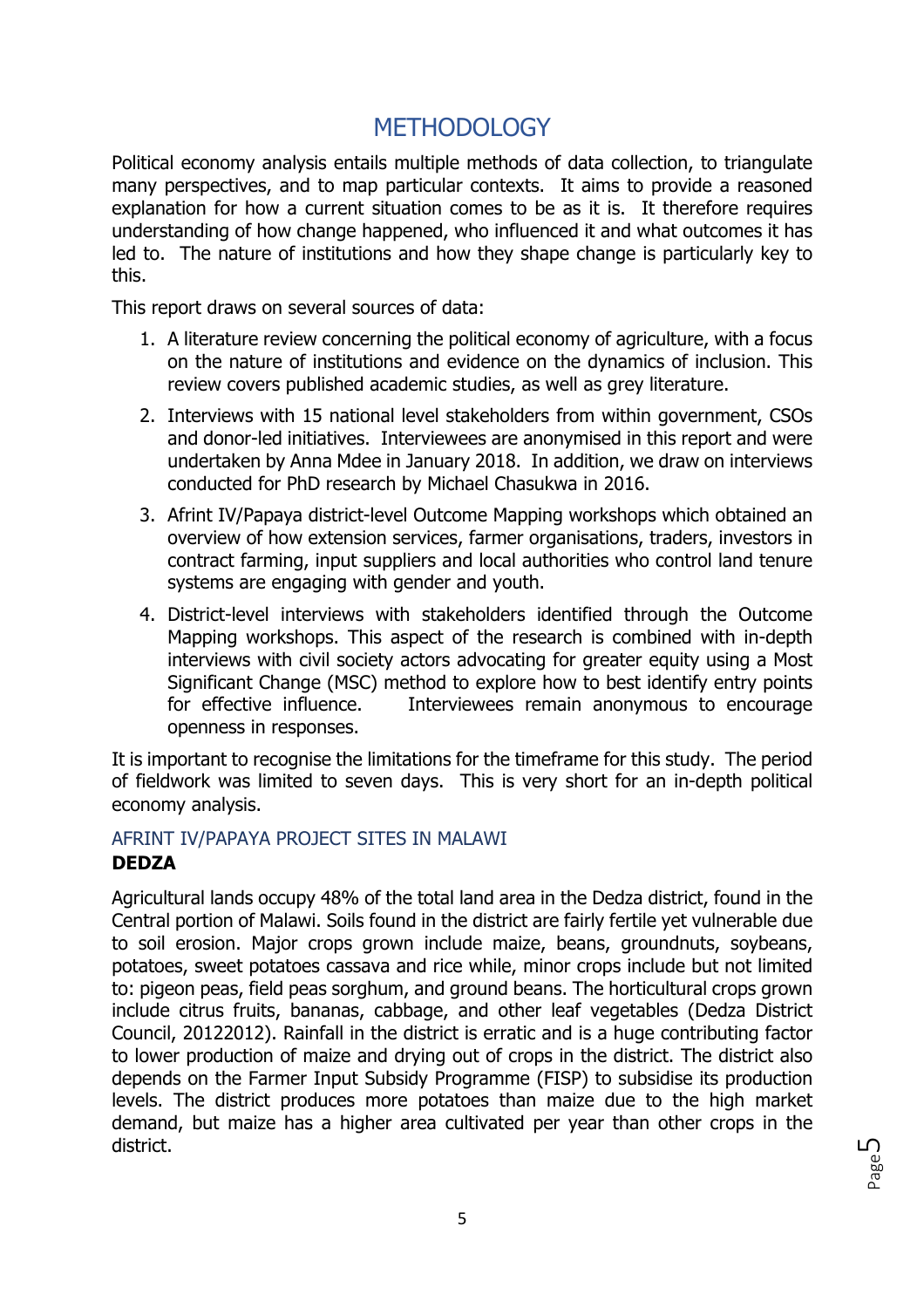# METHODOLOGY

Political economy analysis entails multiple methods of data collection, to triangulate many perspectives, and to map particular contexts. It aims to provide a reasoned explanation for how a current situation comes to be as it is. It therefore requires understanding of how change happened, who influenced it and what outcomes it has led to. The nature of institutions and how they shape change is particularly key to this.

This report draws on several sources of data:

1. A literature review concerning the political economy of agriculture, with a focus on the nature of institutions and evidence on the dynamics of inclusion. This review covers published academic studies, as well as grey literature.
2. Interviews with 15 national level stakeholders from within government, CSOs and donor-led initiatives. Interviewees are anonymised in this report and were undertaken by Anna Mdee in January 2018. In addition, we draw on interviews conducted for PhD research by Michael Chasukwa in 2016.
3. Afrint IV/Papaya district-level Outcome Mapping workshops which obtained an overview of how extension services, farmer organisations, traders, investors in contract farming, input suppliers and local authorities who control land tenure systems are engaging with gender and youth.
4. District-level interviews with stakeholders identified through the Outcome Mapping workshops. This aspect of the research is combined with in-depth interviews with civil society actors advocating for greater equity using a Most Significant Change (MSC) method to explore how to best identify entry points for effective influence. Interviewees remain anonymous to encourage openness in responses.

It is important to recognise the limitations for the timeframe for this study. The period of fieldwork was limited to seven days. This is very short for an in-depth political economy analysis.

## AFRINT IV/PAPAYA PROJECT SITES IN MALAWI

### DEDZA

Agricultural lands occupy 48% of the total land area in the Dedza district, found in the Central portion of Malawi. Soils found in the district are fairly fertile yet vulnerable due to soil erosion. Major crops grown include maize, beans, groundnuts, soybeans, potatoes, sweet potatoes cassava and rice while, minor crops include but not limited to: pigeon peas, field peas sorghum, and ground beans. The horticultural crops grown include citrus fruits, bananas, cabbage, and other leaf vegetables (Dedza District Council, 20122012). Rainfall in the district is erratic and is a huge contributing factor to lower production of maize and drying out of crops in the district. The district also depends on the Farmer Input Subsidy Programme (FISP) to subsidise its production levels. The district produces more potatoes than maize due to the high market demand, but maize has a higher area cultivated per year than other crops in the district.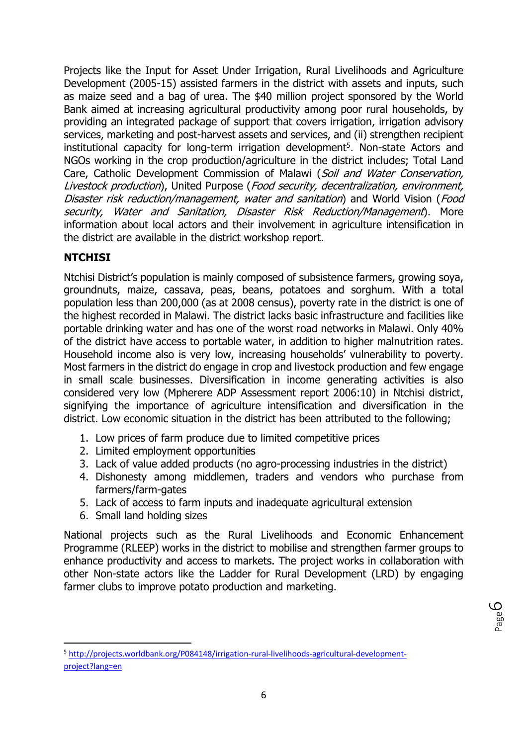Projects like the Input for Asset Under Irrigation, Rural Livelihoods and Agriculture Development (2005-15) assisted farmers in the district with assets and inputs, such as maize seed and a bag of urea. The $40 million project sponsored by the World Bank aimed at increasing agricultural productivity among poor rural households, by providing an integrated package of support that covers irrigation, irrigation advisory services, marketing and post-harvest assets and services, and (ii) strengthen recipient institutional capacity for long-term irrigation development[5]. Non-state Actors and NGOs working in the crop production/agriculture in the district includes; Total Land Care, Catholic Development Commission of Malawi (*Soil and Water Conservation, Livestock production*), United Purpose (*Food security, decentralization, environment, Disaster risk reduction/management, water and sanitation*) and World Vision (*Food security, Water and Sanitation, Disaster Risk Reduction/Management*). More information about local actors and their involvement in agriculture intensification in the district are available in the district workshop report.

## NTCHISI

Ntchisi District's population is mainly composed of subsistence farmers, growing soya, groundnuts, maize, cassava, peas, beans, potatoes and sorghum. With a total population less than 200,000 (as at 2008 census), poverty rate in the district is one of the highest recorded in Malawi. The district lacks basic infrastructure and facilities like portable drinking water and has one of the worst road networks in Malawi. Only 40% of the district have access to portable water, in addition to higher malnutrition rates. Household income also is very low, increasing households' vulnerability to poverty. Most farmers in the district do engage in crop and livestock production and few engage in small scale businesses. Diversification in income generating activities is also considered very low (Mpherere ADP Assessment report 2006:10) in Ntchisi district, signifying the importance of agriculture intensification and diversification in the district. Low economic situation in the district has been attributed to the following;

1. Low prices of farm produce due to limited competitive prices
2. Limited employment opportunities
3. Lack of value added products (no agro-processing industries in the district)
4. Dishonesty among middlemen, traders and vendors who purchase from farmers/farm-gates
5. Lack of access to farm inputs and inadequate agricultural extension
6. Small land holding sizes

National projects such as the Rural Livelihoods and Economic Enhancement Programme (RLEEP) works in the district to mobilise and strengthen farmer groups to enhance productivity and access to markets. The project works in collaboration with other Non-state actors like the Ladder for Rural Development (LRD) by engaging farmer clubs to improve potato production and marketing.

---

[5] http://projects.worldbank.org/P084148/irrigation-rural-livelihoods-agricultural-development-project?lang=en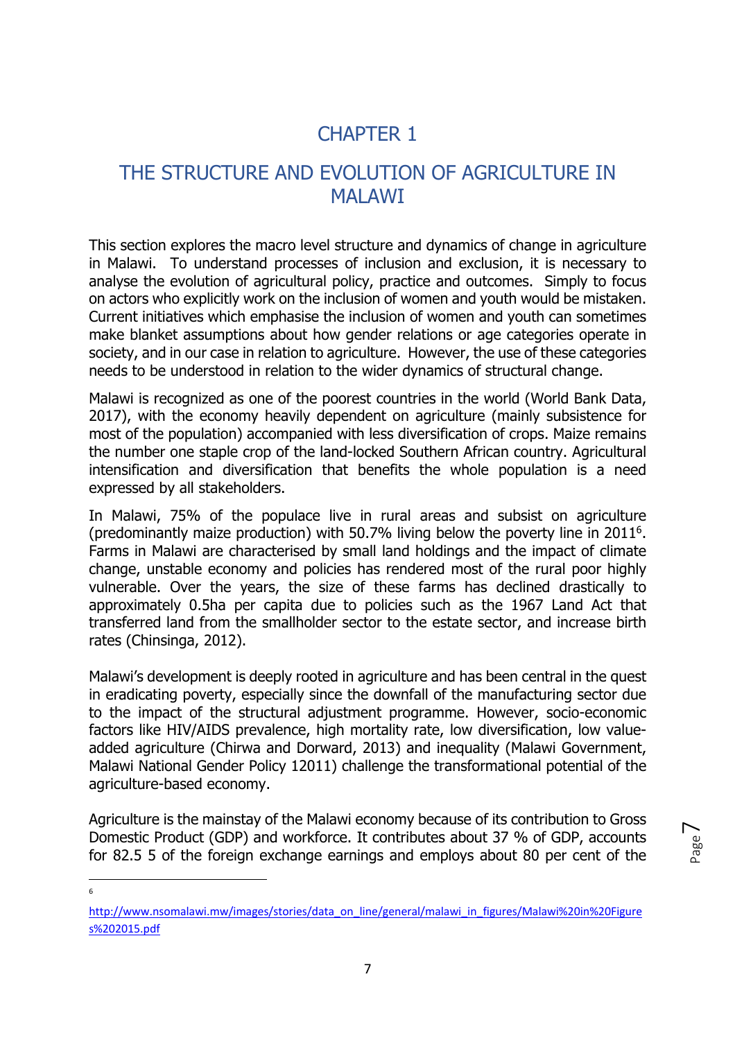# CHAPTER 1

# THE STRUCTURE AND EVOLUTION OF AGRICULTURE IN MALAWI

This section explores the macro level structure and dynamics of change in agriculture in Malawi. To understand processes of inclusion and exclusion, it is necessary to analyse the evolution of agricultural policy, practice and outcomes. Simply to focus on actors who explicitly work on the inclusion of women and youth would be mistaken. Current initiatives which emphasise the inclusion of women and youth can sometimes make blanket assumptions about how gender relations or age categories operate in society, and in our case in relation to agriculture. However, the use of these categories needs to be understood in relation to the wider dynamics of structural change.

Malawi is recognized as one of the poorest countries in the world (World Bank Data, 2017), with the economy heavily dependent on agriculture (mainly subsistence for most of the population) accompanied with less diversification of crops. Maize remains the number one staple crop of the land-locked Southern African country. Agricultural intensification and diversification that benefits the whole population is a need expressed by all stakeholders.

In Malawi, 75% of the populace live in rural areas and subsist on agriculture (predominantly maize production) with 50.7% living below the poverty line in 2011[6]. Farms in Malawi are characterised by small land holdings and the impact of climate change, unstable economy and policies has rendered most of the rural poor highly vulnerable. Over the years, the size of these farms has declined drastically to approximately 0.5ha per capita due to policies such as the 1967 Land Act that transferred land from the smallholder sector to the estate sector, and increase birth rates (Chinsinga, 2012).

Malawi's development is deeply rooted in agriculture and has been central in the quest in eradicating poverty, especially since the downfall of the manufacturing sector due to the impact of the structural adjustment programme. However, socio-economic factors like HIV/AIDS prevalence, high mortality rate, low diversification, low value-added agriculture (Chirwa and Dorward, 2013) and inequality (Malawi Government, Malawi National Gender Policy 12011) challenge the transformational potential of the agriculture-based economy.

Agriculture is the mainstay of the Malawi economy because of its contribution to Gross Domestic Product (GDP) and workforce. It contributes about 37 % of GDP, accounts for 82.5 5 of the foreign exchange earnings and employs about 80 per cent of the

[6] http://www.nsomalawi.mw/images/stories/data_on_line/general/malawi_in_figures/Malawi%20in%20Figures%202015.pdf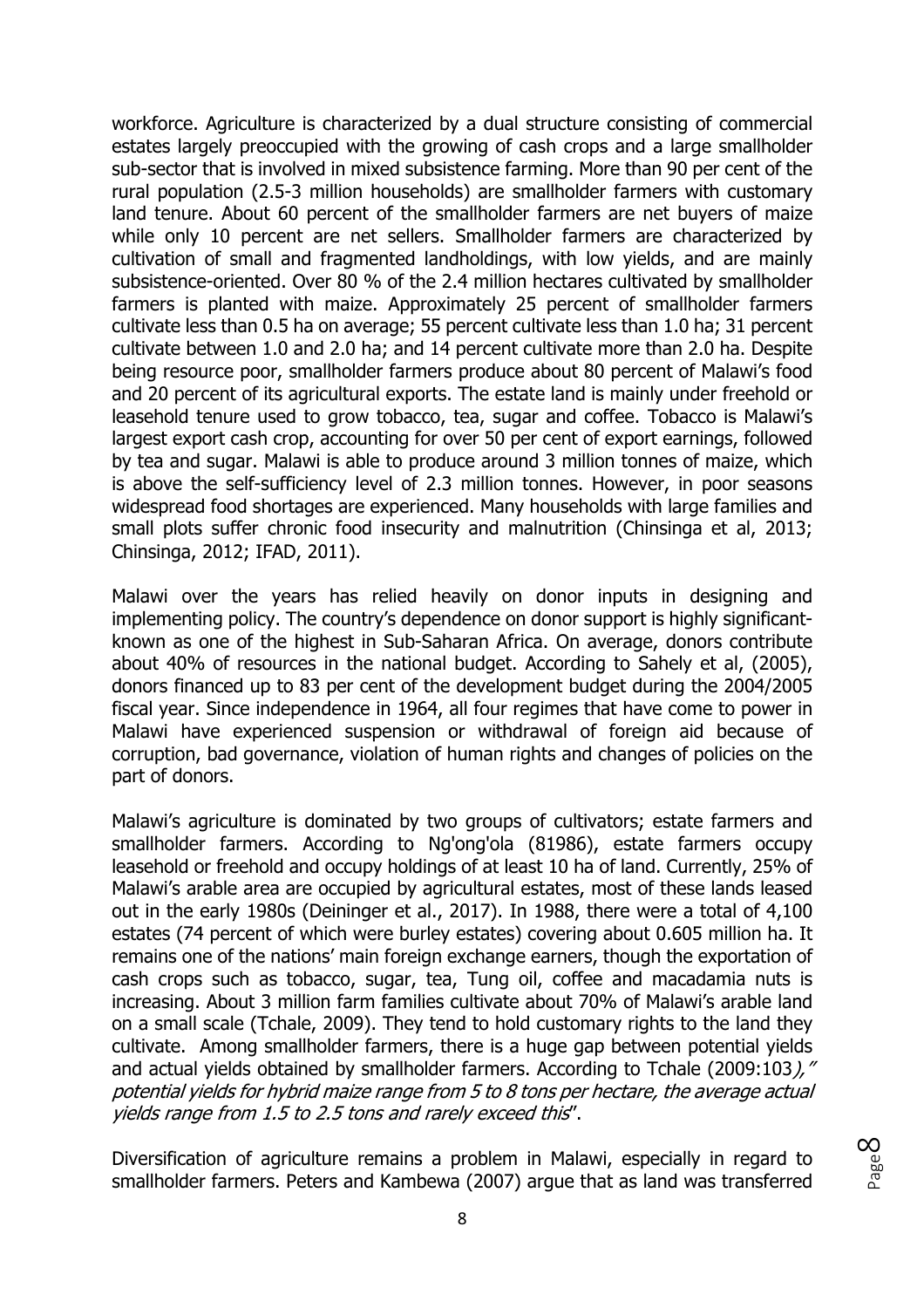workforce. Agriculture is characterized by a dual structure consisting of commercial estates largely preoccupied with the growing of cash crops and a large smallholder sub-sector that is involved in mixed subsistence farming. More than 90 per cent of the rural population (2.5-3 million households) are smallholder farmers with customary land tenure. About 60 percent of the smallholder farmers are net buyers of maize while only 10 percent are net sellers. Smallholder farmers are characterized by cultivation of small and fragmented landholdings, with low yields, and are mainly subsistence-oriented. Over 80 % of the 2.4 million hectares cultivated by smallholder farmers is planted with maize. Approximately 25 percent of smallholder farmers cultivate less than 0.5 ha on average; 55 percent cultivate less than 1.0 ha; 31 percent cultivate between 1.0 and 2.0 ha; and 14 percent cultivate more than 2.0 ha. Despite being resource poor, smallholder farmers produce about 80 percent of Malawi's food and 20 percent of its agricultural exports. The estate land is mainly under freehold or leasehold tenure used to grow tobacco, tea, sugar and coffee. Tobacco is Malawi's largest export cash crop, accounting for over 50 per cent of export earnings, followed by tea and sugar. Malawi is able to produce around 3 million tonnes of maize, which is above the self-sufficiency level of 2.3 million tonnes. However, in poor seasons widespread food shortages are experienced. Many households with large families and small plots suffer chronic food insecurity and malnutrition (Chinsinga et al, 2013; Chinsinga, 2012; IFAD, 2011).

Malawi over the years has relied heavily on donor inputs in designing and implementing policy. The country's dependence on donor support is highly significant- known as one of the highest in Sub-Saharan Africa. On average, donors contribute about 40% of resources in the national budget. According to Sahely et al, (2005), donors financed up to 83 per cent of the development budget during the 2004/2005 fiscal year. Since independence in 1964, all four regimes that have come to power in Malawi have experienced suspension or withdrawal of foreign aid because of corruption, bad governance, violation of human rights and changes of policies on the part of donors.

Malawi's agriculture is dominated by two groups of cultivators; estate farmers and smallholder farmers. According to Ng'ong'ola (81986), estate farmers occupy leasehold or freehold and occupy holdings of at least 10 ha of land. Currently, 25% of Malawi's arable area are occupied by agricultural estates, most of these lands leased out in the early 1980s (Deininger et al., 2017). In 1988, there were a total of 4,100 estates (74 percent of which were burley estates) covering about 0.605 million ha. It remains one of the nations' main foreign exchange earners, though the exportation of cash crops such as tobacco, sugar, tea, Tung oil, coffee and macadamia nuts is increasing. About 3 million farm families cultivate about 70% of Malawi's arable land on a small scale (Tchale, 2009). They tend to hold customary rights to the land they cultivate. Among smallholder farmers, there is a huge gap between potential yields and actual yields obtained by smallholder farmers. According to Tchale (2009:103*)," potential yields for hybrid maize range from 5 to 8 tons per hectare, the average actual yields range from 1.5 to 2.5 tons and rarely exceed this*".

Diversification of agriculture remains a problem in Malawi, especially in regard to smallholder farmers. Peters and Kambewa (2007) argue that as land was transferred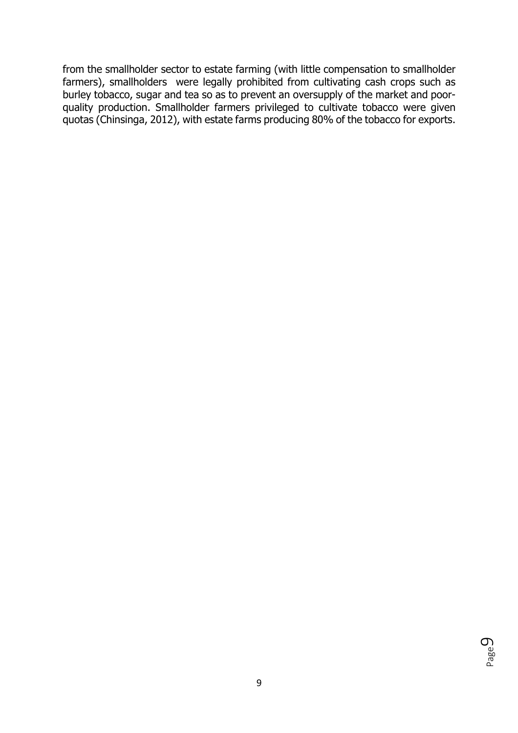from the smallholder sector to estate farming (with little compensation to smallholder farmers), smallholders were legally prohibited from cultivating cash crops such as burley tobacco, sugar and tea so as to prevent an oversupply of the market and poor-quality production. Smallholder farmers privileged to cultivate tobacco were given quotas (Chinsinga, 2012), with estate farms producing 80% of the tobacco for exports.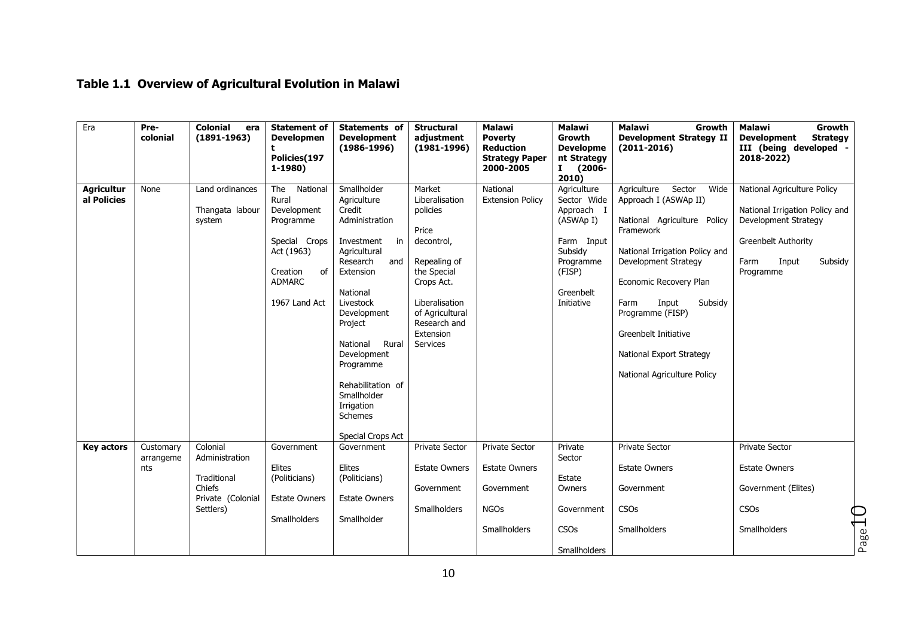## Table 1.1 Overview of Agricultural Evolution in Malawi

| Era | Pre-colonial | Colonial era (1891-1963) | Statement of Development Policies(1971-1980) | Statements of Development (1986-1996) | Structural adjustment (1981-1996) | Malawi Poverty Reduction Strategy Paper 2000-2005 | Malawi Growth Development Strategy I (2006-2010) | Malawi Growth Development Strategy II (2011-2016) | Malawi Growth Development Strategy III (being developed - 2018-2022) |
|---|---|---|---|---|---|---|---|---|---|
| **Agricultural Policies** | None | Land ordinances<br><br>Thangata labour system | The National Rural Development Programme<br><br>Special Crops Act (1963)<br><br>Creation of ADMARC<br><br>1967 Land Act | Smallholder Agriculture Credit Administration<br><br>Investment in Agricultural Research and Extension<br><br>National Livestock Development Project<br><br>National Rural Development Programme<br><br>Rehabilitation of Smallholder Irrigation Schemes<br><br>Special Crops Act | Market Liberalisation policies<br><br>Price decontrol,<br><br>Repealing of the Special Crops Act.<br><br>Liberalisation of Agricultural Research and Extension Services | National Extension Policy | Agriculture Sector Wide Approach I (ASWAp I)<br><br>Farm Input Subsidy Programme (FISP)<br><br>Greenbelt Initiative | Agriculture Sector Wide Approach I (ASWAp II)<br><br>National Agriculture Policy Framework<br><br>National Irrigation Policy and Development Strategy<br><br>Economic Recovery Plan<br><br>Farm Input Subsidy Programme (FISP)<br><br>Greenbelt Initiative<br><br>National Export Strategy<br><br>National Agriculture Policy | National Agriculture Policy<br><br>National Irrigation Policy and Development Strategy<br><br>Greenbelt Authority<br><br>Farm Input Subsidy Programme |
| **Key actors** | Customary arrangements | Colonial Administration<br><br>Traditional Chiefs<br>Private (Colonial Settlers) | Government<br><br>Elites (Politicians)<br><br>Estate Owners<br><br>Smallholders | Government<br><br>Elites (Politicians)<br><br>Estate Owners<br><br>Smallholder | Private Sector<br><br>Estate Owners<br><br>Government<br><br>Smallholders | Private Sector<br><br>Estate Owners<br><br>Government<br><br>NGOs<br><br>Smallholders | Private Sector<br><br>Estate Owners<br><br>Government<br><br>CSOs<br><br>Smallholders | Private Sector<br><br>Estate Owners<br><br>Government<br><br>CSOs<br><br>Smallholders | Private Sector<br><br>Estate Owners<br><br>Government (Elites)<br><br>CSOs<br><br>Smallholders |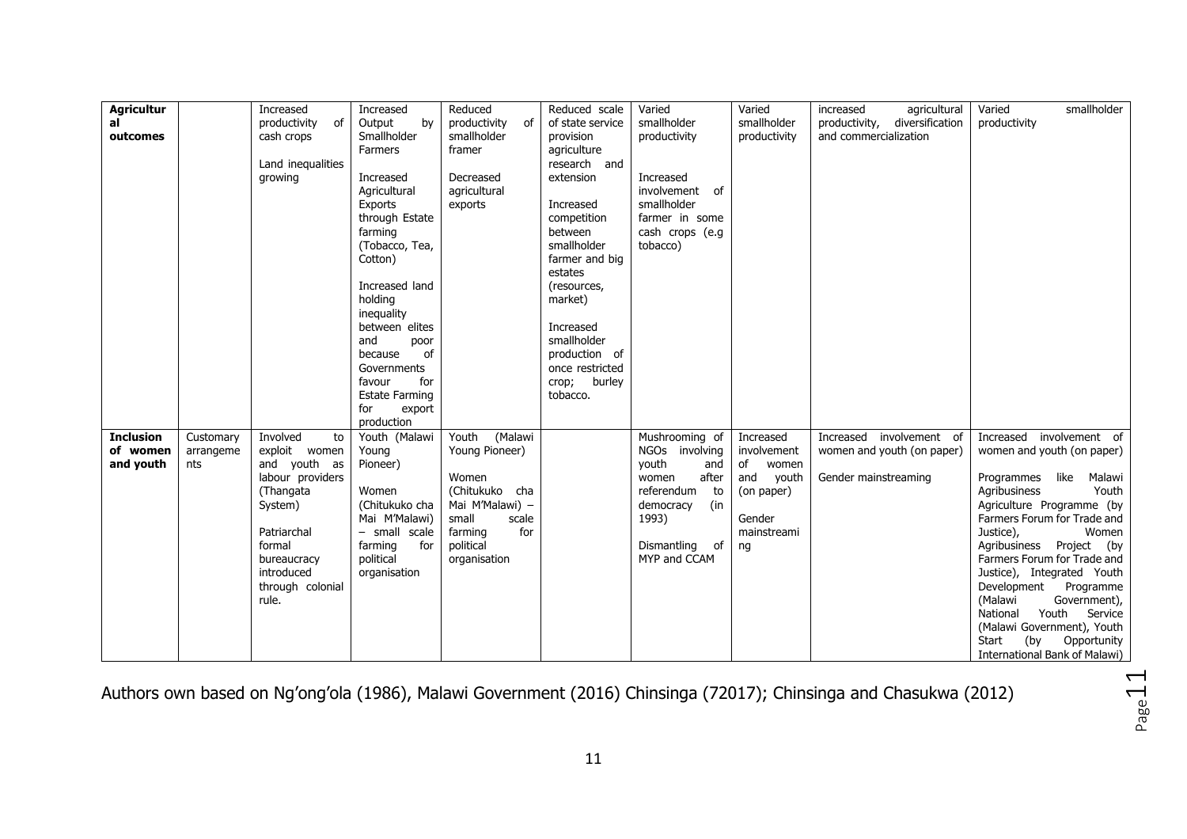| **Agricultural outcomes** | | Increased productivity of cash crops<br><br>Land inequalities growing | Increased Output by Smallholder Farmers<br><br>Increased Agricultural Exports through Estate farming (Tobacco, Tea, Cotton)<br><br>Increased land holding inequality between elites and poor because of Governments favour for Estate Farming for export production | Reduced productivity of smallholder framer<br><br>Decreased agricultural exports | Reduced scale of state service provision agriculture research and extension<br><br>Increased competition between smallholder farmer and big estates (resources, market)<br><br>Increased smallholder production of once restricted crop; burley tobacco. | Varied smallholder productivity<br><br>Increased involvement of smallholder farmer in some cash crops (e.g tobacco) | Varied smallholder productivity | increased agricultural productivity, diversification and commercialization | Varied smallholder productivity |
|---|---|---|---|---|---|---|---|---|---|
| **Inclusion of women and youth** | Customary arrangements | Involved to exploit women and youth as labour providers (Thangata System)<br><br>Patriarchal formal bureaucracy introduced through colonial rule. | Youth (Malawi Young Pioneer)<br><br>Women (Chitukuko cha Mai M'Malawi) – small scale farming for political organisation | Youth (Malawi Young Pioneer)<br><br>Women (Chitukuko cha Mai M'Malawi) – small scale farming for political organisation | | Mushrooming of NGOs involving youth and women after referendum to democracy (in 1993)<br><br>Dismantling of MYP and CCAM | Increased involvement of women and youth (on paper)<br><br>Gender mainstreaming | Increased involvement of women and youth (on paper)<br><br>Gender mainstreaming | Increased involvement of women and youth (on paper)<br><br>Programmes like Malawi Agribusiness Youth Agriculture Programme (by Farmers Forum for Trade and Justice), Women Agribusiness Project (by Farmers Forum for Trade and Justice), Integrated Youth Development Programme (Malawi Government), National Youth Service (Malawi Government), Youth Start (by Opportunity International Bank of Malawi) |

Authors own based on Ng'ong'ola (1986), Malawi Government (2016) Chinsinga (72017); Chinsinga and Chasukwa (2012)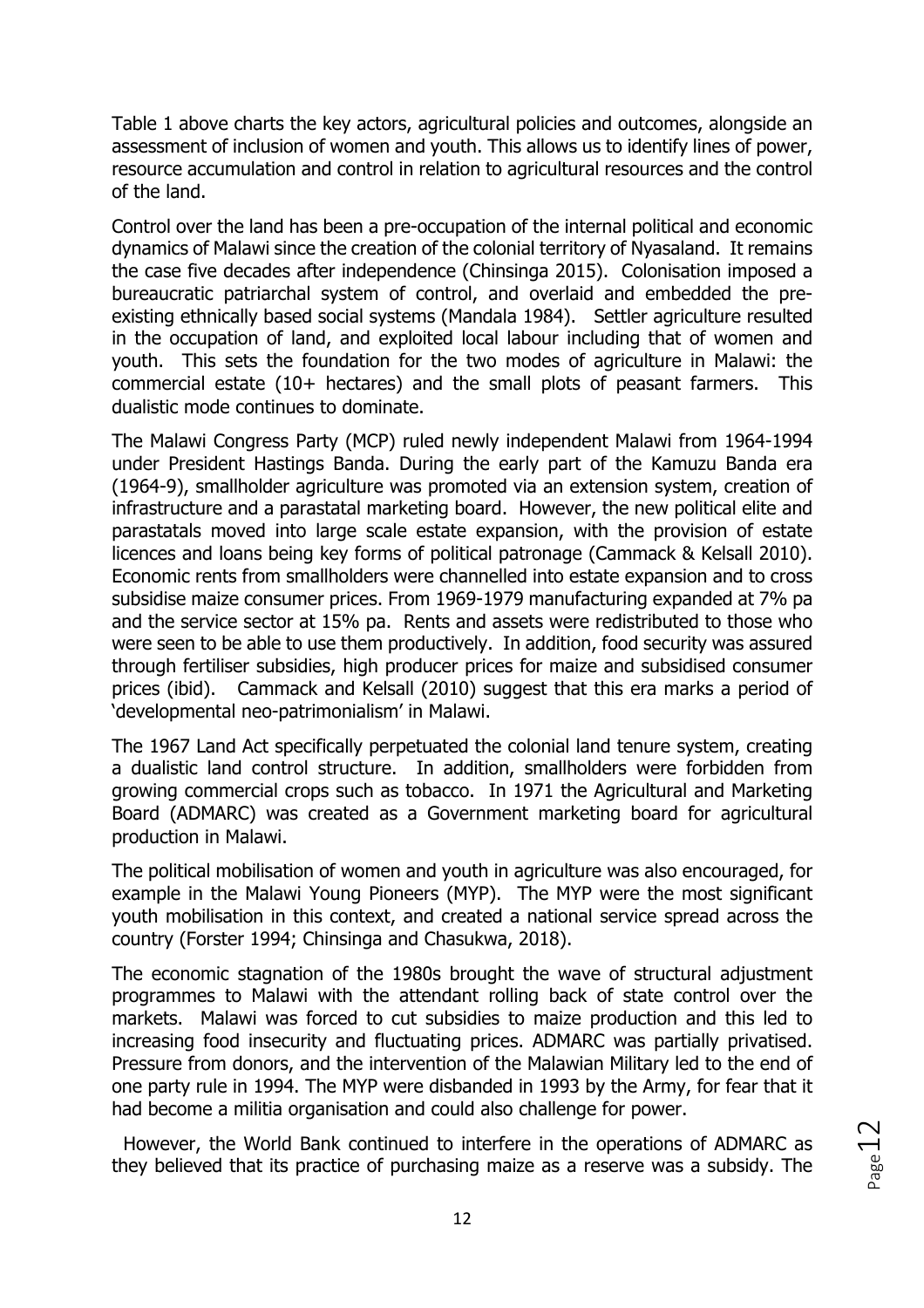Table 1 above charts the key actors, agricultural policies and outcomes, alongside an assessment of inclusion of women and youth. This allows us to identify lines of power, resource accumulation and control in relation to agricultural resources and the control of the land.

Control over the land has been a pre-occupation of the internal political and economic dynamics of Malawi since the creation of the colonial territory of Nyasaland. It remains the case five decades after independence (Chinsinga 2015). Colonisation imposed a bureaucratic patriarchal system of control, and overlaid and embedded the pre-existing ethnically based social systems (Mandala 1984). Settler agriculture resulted in the occupation of land, and exploited local labour including that of women and youth. This sets the foundation for the two modes of agriculture in Malawi: the commercial estate (10+ hectares) and the small plots of peasant farmers. This dualistic mode continues to dominate.

The Malawi Congress Party (MCP) ruled newly independent Malawi from 1964-1994 under President Hastings Banda. During the early part of the Kamuzu Banda era (1964-9), smallholder agriculture was promoted via an extension system, creation of infrastructure and a parastatal marketing board. However, the new political elite and parastatals moved into large scale estate expansion, with the provision of estate licences and loans being key forms of political patronage (Cammack & Kelsall 2010). Economic rents from smallholders were channelled into estate expansion and to cross subsidise maize consumer prices. From 1969-1979 manufacturing expanded at 7% pa and the service sector at 15% pa. Rents and assets were redistributed to those who were seen to be able to use them productively. In addition, food security was assured through fertiliser subsidies, high producer prices for maize and subsidised consumer prices (ibid). Cammack and Kelsall (2010) suggest that this era marks a period of 'developmental neo-patrimonialism' in Malawi.

The 1967 Land Act specifically perpetuated the colonial land tenure system, creating a dualistic land control structure. In addition, smallholders were forbidden from growing commercial crops such as tobacco. In 1971 the Agricultural and Marketing Board (ADMARC) was created as a Government marketing board for agricultural production in Malawi.

The political mobilisation of women and youth in agriculture was also encouraged, for example in the Malawi Young Pioneers (MYP). The MYP were the most significant youth mobilisation in this context, and created a national service spread across the country (Forster 1994; Chinsinga and Chasukwa, 2018).

The economic stagnation of the 1980s brought the wave of structural adjustment programmes to Malawi with the attendant rolling back of state control over the markets. Malawi was forced to cut subsidies to maize production and this led to increasing food insecurity and fluctuating prices. ADMARC was partially privatised. Pressure from donors, and the intervention of the Malawian Military led to the end of one party rule in 1994. The MYP were disbanded in 1993 by the Army, for fear that it had become a militia organisation and could also challenge for power.

However, the World Bank continued to interfere in the operations of ADMARC as they believed that its practice of purchasing maize as a reserve was a subsidy. The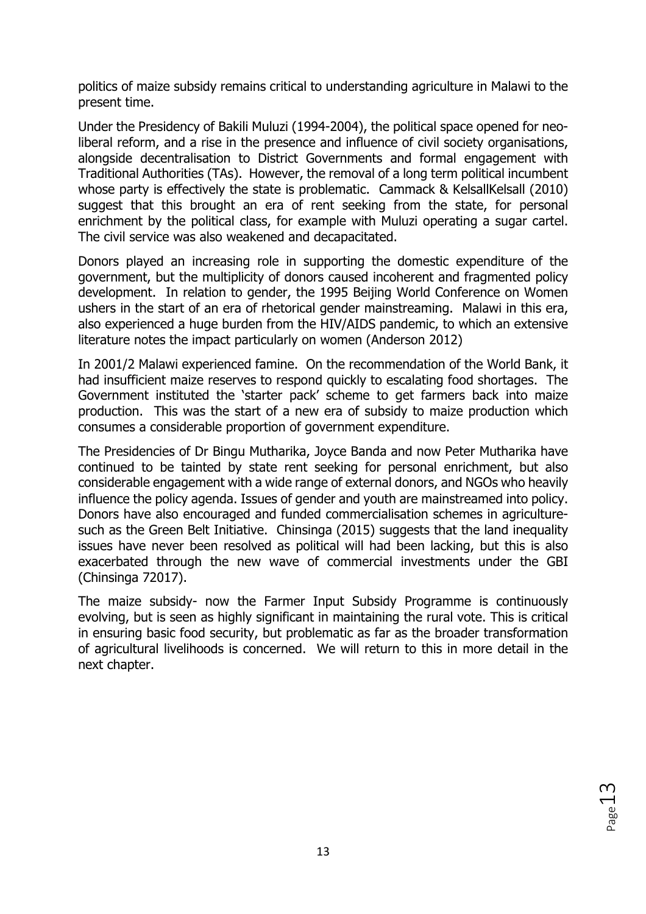politics of maize subsidy remains critical to understanding agriculture in Malawi to the present time.

Under the Presidency of Bakili Muluzi (1994-2004), the political space opened for neo-liberal reform, and a rise in the presence and influence of civil society organisations, alongside decentralisation to District Governments and formal engagement with Traditional Authorities (TAs). However, the removal of a long term political incumbent whose party is effectively the state is problematic. Cammack & KelsallKelsall (2010) suggest that this brought an era of rent seeking from the state, for personal enrichment by the political class, for example with Muluzi operating a sugar cartel. The civil service was also weakened and decapacitated.

Donors played an increasing role in supporting the domestic expenditure of the government, but the multiplicity of donors caused incoherent and fragmented policy development. In relation to gender, the 1995 Beijing World Conference on Women ushers in the start of an era of rhetorical gender mainstreaming. Malawi in this era, also experienced a huge burden from the HIV/AIDS pandemic, to which an extensive literature notes the impact particularly on women (Anderson 2012)

In 2001/2 Malawi experienced famine. On the recommendation of the World Bank, it had insufficient maize reserves to respond quickly to escalating food shortages. The Government instituted the 'starter pack' scheme to get farmers back into maize production. This was the start of a new era of subsidy to maize production which consumes a considerable proportion of government expenditure.

The Presidencies of Dr Bingu Mutharika, Joyce Banda and now Peter Mutharika have continued to be tainted by state rent seeking for personal enrichment, but also considerable engagement with a wide range of external donors, and NGOs who heavily influence the policy agenda. Issues of gender and youth are mainstreamed into policy. Donors have also encouraged and funded commercialisation schemes in agriculture-such as the Green Belt Initiative. Chinsinga (2015) suggests that the land inequality issues have never been resolved as political will had been lacking, but this is also exacerbated through the new wave of commercial investments under the GBI (Chinsinga 72017).

The maize subsidy- now the Farmer Input Subsidy Programme is continuously evolving, but is seen as highly significant in maintaining the rural vote. This is critical in ensuring basic food security, but problematic as far as the broader transformation of agricultural livelihoods is concerned. We will return to this in more detail in the next chapter.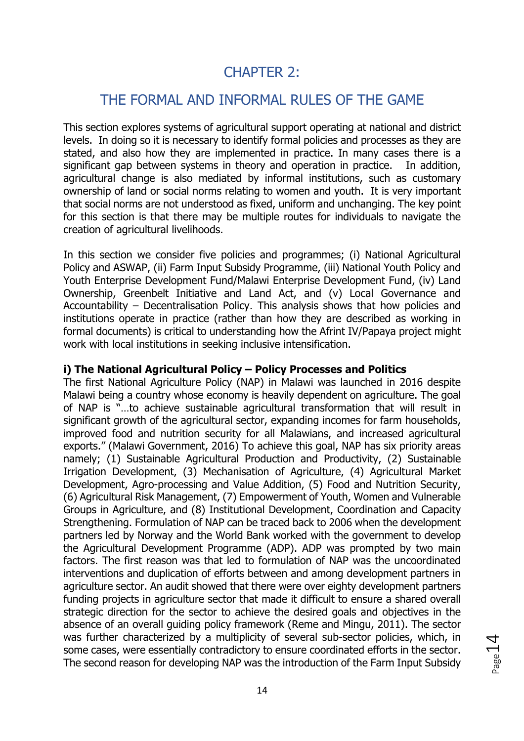# CHAPTER 2:

# THE FORMAL AND INFORMAL RULES OF THE GAME

This section explores systems of agricultural support operating at national and district levels. In doing so it is necessary to identify formal policies and processes as they are stated, and also how they are implemented in practice. In many cases there is a significant gap between systems in theory and operation in practice. In addition, agricultural change is also mediated by informal institutions, such as customary ownership of land or social norms relating to women and youth. It is very important that social norms are not understood as fixed, uniform and unchanging. The key point for this section is that there may be multiple routes for individuals to navigate the creation of agricultural livelihoods.

In this section we consider five policies and programmes; (i) National Agricultural Policy and ASWAP, (ii) Farm Input Subsidy Programme, (iii) National Youth Policy and Youth Enterprise Development Fund/Malawi Enterprise Development Fund, (iv) Land Ownership, Greenbelt Initiative and Land Act, and (v) Local Governance and Accountability – Decentralisation Policy. This analysis shows that how policies and institutions operate in practice (rather than how they are described as working in formal documents) is critical to understanding how the Afrint IV/Papaya project might work with local institutions in seeking inclusive intensification.

**i) The National Agricultural Policy – Policy Processes and Politics**

The first National Agriculture Policy (NAP) in Malawi was launched in 2016 despite Malawi being a country whose economy is heavily dependent on agriculture. The goal of NAP is "…to achieve sustainable agricultural transformation that will result in significant growth of the agricultural sector, expanding incomes for farm households, improved food and nutrition security for all Malawians, and increased agricultural exports." (Malawi Government, 2016) To achieve this goal, NAP has six priority areas namely; (1) Sustainable Agricultural Production and Productivity, (2) Sustainable Irrigation Development, (3) Mechanisation of Agriculture, (4) Agricultural Market Development, Agro-processing and Value Addition, (5) Food and Nutrition Security, (6) Agricultural Risk Management, (7) Empowerment of Youth, Women and Vulnerable Groups in Agriculture, and (8) Institutional Development, Coordination and Capacity Strengthening. Formulation of NAP can be traced back to 2006 when the development partners led by Norway and the World Bank worked with the government to develop the Agricultural Development Programme (ADP). ADP was prompted by two main factors. The first reason was that led to formulation of NAP was the uncoordinated interventions and duplication of efforts between and among development partners in agriculture sector. An audit showed that there were over eighty development partners funding projects in agriculture sector that made it difficult to ensure a shared overall strategic direction for the sector to achieve the desired goals and objectives in the absence of an overall guiding policy framework (Reme and Mingu, 2011). The sector was further characterized by a multiplicity of several sub-sector policies, which, in some cases, were essentially contradictory to ensure coordinated efforts in the sector. The second reason for developing NAP was the introduction of the Farm Input Subsidy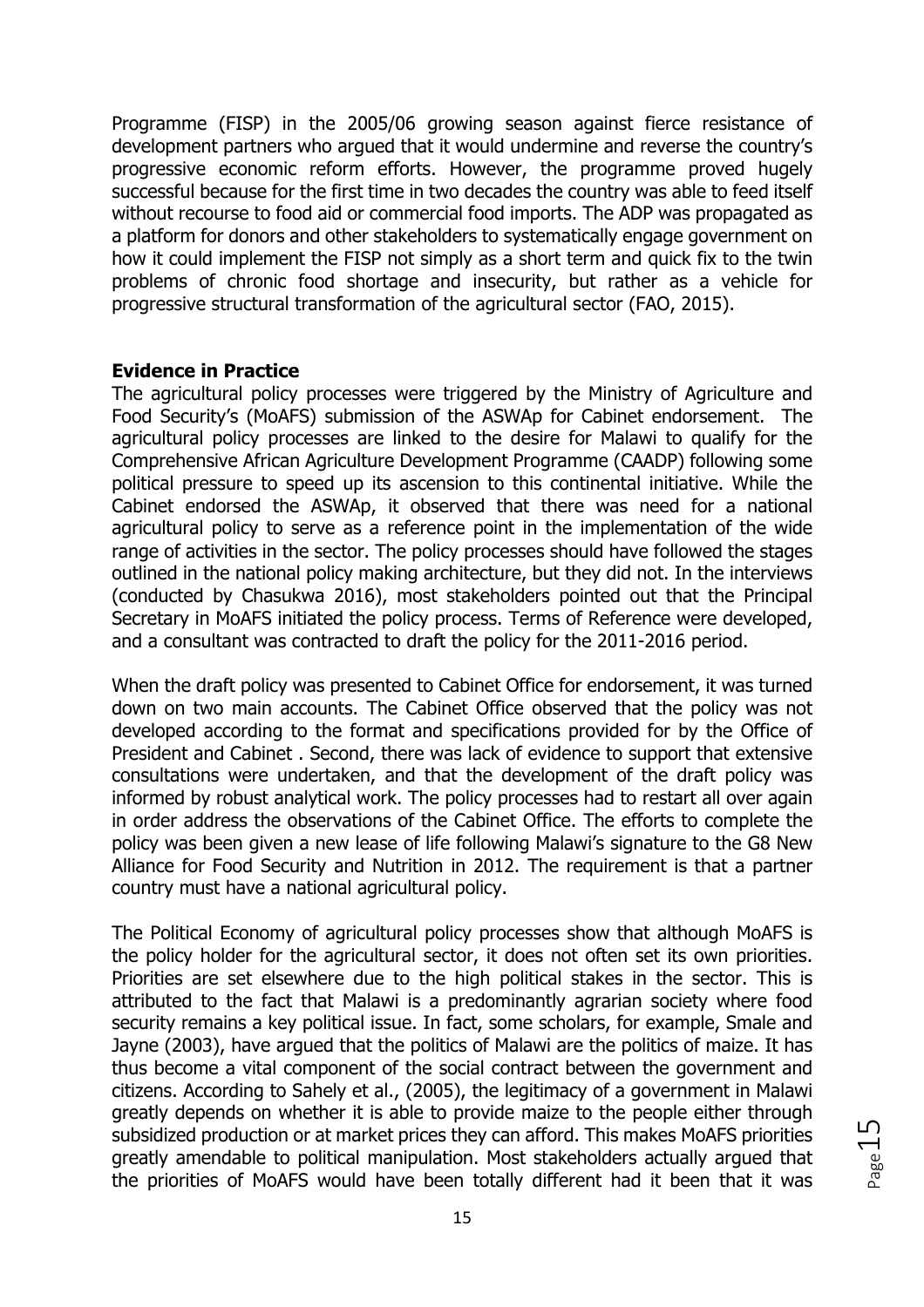Programme (FISP) in the 2005/06 growing season against fierce resistance of development partners who argued that it would undermine and reverse the country's progressive economic reform efforts. However, the programme proved hugely successful because for the first time in two decades the country was able to feed itself without recourse to food aid or commercial food imports. The ADP was propagated as a platform for donors and other stakeholders to systematically engage government on how it could implement the FISP not simply as a short term and quick fix to the twin problems of chronic food shortage and insecurity, but rather as a vehicle for progressive structural transformation of the agricultural sector (FAO, 2015).

### Evidence in Practice

The agricultural policy processes were triggered by the Ministry of Agriculture and Food Security's (MoAFS) submission of the ASWAp for Cabinet endorsement. The agricultural policy processes are linked to the desire for Malawi to qualify for the Comprehensive African Agriculture Development Programme (CAADP) following some political pressure to speed up its ascension to this continental initiative. While the Cabinet endorsed the ASWAp, it observed that there was need for a national agricultural policy to serve as a reference point in the implementation of the wide range of activities in the sector. The policy processes should have followed the stages outlined in the national policy making architecture, but they did not. In the interviews (conducted by Chasukwa 2016), most stakeholders pointed out that the Principal Secretary in MoAFS initiated the policy process. Terms of Reference were developed, and a consultant was contracted to draft the policy for the 2011-2016 period.

When the draft policy was presented to Cabinet Office for endorsement, it was turned down on two main accounts. The Cabinet Office observed that the policy was not developed according to the format and specifications provided for by the Office of President and Cabinet . Second, there was lack of evidence to support that extensive consultations were undertaken, and that the development of the draft policy was informed by robust analytical work. The policy processes had to restart all over again in order address the observations of the Cabinet Office. The efforts to complete the policy was been given a new lease of life following Malawi's signature to the G8 New Alliance for Food Security and Nutrition in 2012. The requirement is that a partner country must have a national agricultural policy.

The Political Economy of agricultural policy processes show that although MoAFS is the policy holder for the agricultural sector, it does not often set its own priorities. Priorities are set elsewhere due to the high political stakes in the sector. This is attributed to the fact that Malawi is a predominantly agrarian society where food security remains a key political issue. In fact, some scholars, for example, Smale and Jayne (2003), have argued that the politics of Malawi are the politics of maize. It has thus become a vital component of the social contract between the government and citizens. According to Sahely et al., (2005), the legitimacy of a government in Malawi greatly depends on whether it is able to provide maize to the people either through subsidized production or at market prices they can afford. This makes MoAFS priorities greatly amendable to political manipulation. Most stakeholders actually argued that the priorities of MoAFS would have been totally different had it been that it was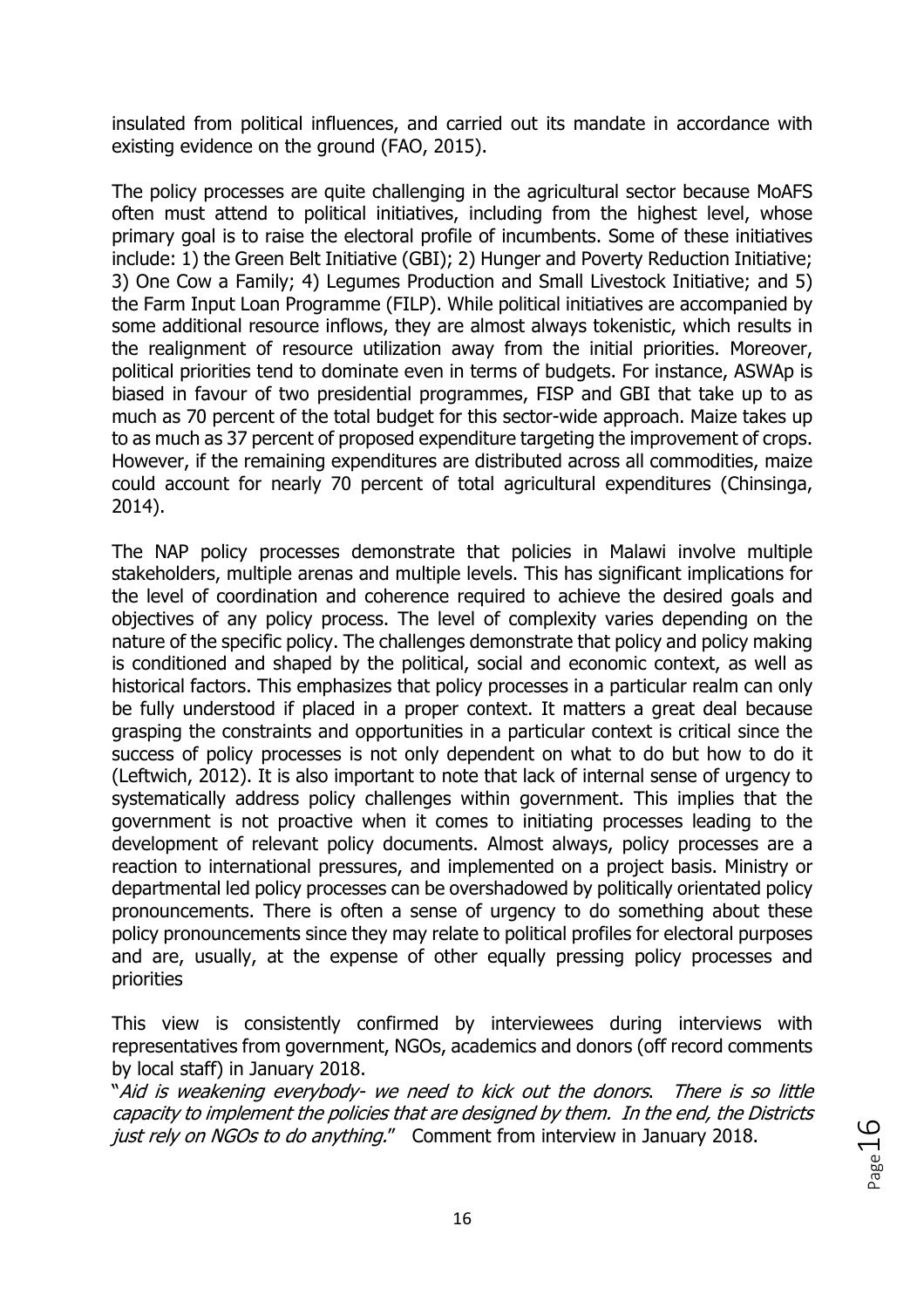insulated from political influences, and carried out its mandate in accordance with existing evidence on the ground (FAO, 2015).

The policy processes are quite challenging in the agricultural sector because MoAFS often must attend to political initiatives, including from the highest level, whose primary goal is to raise the electoral profile of incumbents. Some of these initiatives include: 1) the Green Belt Initiative (GBI); 2) Hunger and Poverty Reduction Initiative; 3) One Cow a Family; 4) Legumes Production and Small Livestock Initiative; and 5) the Farm Input Loan Programme (FILP). While political initiatives are accompanied by some additional resource inflows, they are almost always tokenistic, which results in the realignment of resource utilization away from the initial priorities. Moreover, political priorities tend to dominate even in terms of budgets. For instance, ASWAp is biased in favour of two presidential programmes, FISP and GBI that take up to as much as 70 percent of the total budget for this sector-wide approach. Maize takes up to as much as 37 percent of proposed expenditure targeting the improvement of crops. However, if the remaining expenditures are distributed across all commodities, maize could account for nearly 70 percent of total agricultural expenditures (Chinsinga, 2014).

The NAP policy processes demonstrate that policies in Malawi involve multiple stakeholders, multiple arenas and multiple levels. This has significant implications for the level of coordination and coherence required to achieve the desired goals and objectives of any policy process. The level of complexity varies depending on the nature of the specific policy. The challenges demonstrate that policy and policy making is conditioned and shaped by the political, social and economic context, as well as historical factors. This emphasizes that policy processes in a particular realm can only be fully understood if placed in a proper context. It matters a great deal because grasping the constraints and opportunities in a particular context is critical since the success of policy processes is not only dependent on what to do but how to do it (Leftwich, 2012). It is also important to note that lack of internal sense of urgency to systematically address policy challenges within government. This implies that the government is not proactive when it comes to initiating processes leading to the development of relevant policy documents. Almost always, policy processes are a reaction to international pressures, and implemented on a project basis. Ministry or departmental led policy processes can be overshadowed by politically orientated policy pronouncements. There is often a sense of urgency to do something about these policy pronouncements since they may relate to political profiles for electoral purposes and are, usually, at the expense of other equally pressing policy processes and priorities

This view is consistently confirmed by interviewees during interviews with representatives from government, NGOs, academics and donors (off record comments by local staff) in January 2018.

"*Aid is weakening everybody- we need to kick out the donors. There is so little capacity to implement the policies that are designed by them. In the end, the Districts just rely on NGOs to do anything.*" Comment from interview in January 2018.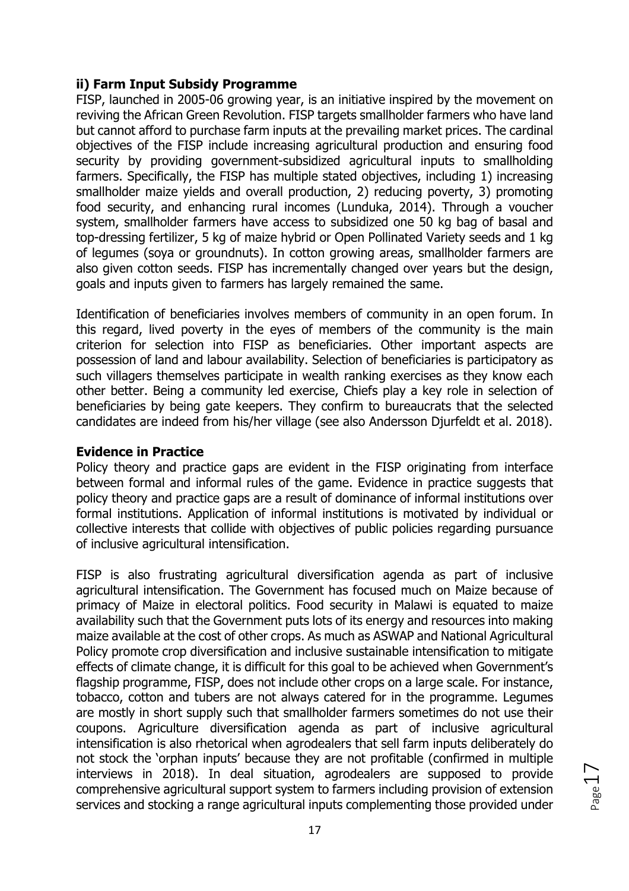**ii) Farm Input Subsidy Programme**

FISP, launched in 2005-06 growing year, is an initiative inspired by the movement on reviving the African Green Revolution. FISP targets smallholder farmers who have land but cannot afford to purchase farm inputs at the prevailing market prices. The cardinal objectives of the FISP include increasing agricultural production and ensuring food security by providing government-subsidized agricultural inputs to smallholding farmers. Specifically, the FISP has multiple stated objectives, including 1) increasing smallholder maize yields and overall production, 2) reducing poverty, 3) promoting food security, and enhancing rural incomes (Lunduka, 2014). Through a voucher system, smallholder farmers have access to subsidized one 50 kg bag of basal and top-dressing fertilizer, 5 kg of maize hybrid or Open Pollinated Variety seeds and 1 kg of legumes (soya or groundnuts). In cotton growing areas, smallholder farmers are also given cotton seeds. FISP has incrementally changed over years but the design, goals and inputs given to farmers has largely remained the same.

Identification of beneficiaries involves members of community in an open forum. In this regard, lived poverty in the eyes of members of the community is the main criterion for selection into FISP as beneficiaries. Other important aspects are possession of land and labour availability. Selection of beneficiaries is participatory as such villagers themselves participate in wealth ranking exercises as they know each other better. Being a community led exercise, Chiefs play a key role in selection of beneficiaries by being gate keepers. They confirm to bureaucrats that the selected candidates are indeed from his/her village (see also Andersson Djurfeldt et al. 2018).

**Evidence in Practice**

Policy theory and practice gaps are evident in the FISP originating from interface between formal and informal rules of the game. Evidence in practice suggests that policy theory and practice gaps are a result of dominance of informal institutions over formal institutions. Application of informal institutions is motivated by individual or collective interests that collide with objectives of public policies regarding pursuance of inclusive agricultural intensification.

FISP is also frustrating agricultural diversification agenda as part of inclusive agricultural intensification. The Government has focused much on Maize because of primacy of Maize in electoral politics. Food security in Malawi is equated to maize availability such that the Government puts lots of its energy and resources into making maize available at the cost of other crops. As much as ASWAP and National Agricultural Policy promote crop diversification and inclusive sustainable intensification to mitigate effects of climate change, it is difficult for this goal to be achieved when Government's flagship programme, FISP, does not include other crops on a large scale. For instance, tobacco, cotton and tubers are not always catered for in the programme. Legumes are mostly in short supply such that smallholder farmers sometimes do not use their coupons. Agriculture diversification agenda as part of inclusive agricultural intensification is also rhetorical when agrodealers that sell farm inputs deliberately do not stock the 'orphan inputs' because they are not profitable (confirmed in multiple interviews in 2018). In deal situation, agrodealers are supposed to provide comprehensive agricultural support system to farmers including provision of extension services and stocking a range agricultural inputs complementing those provided under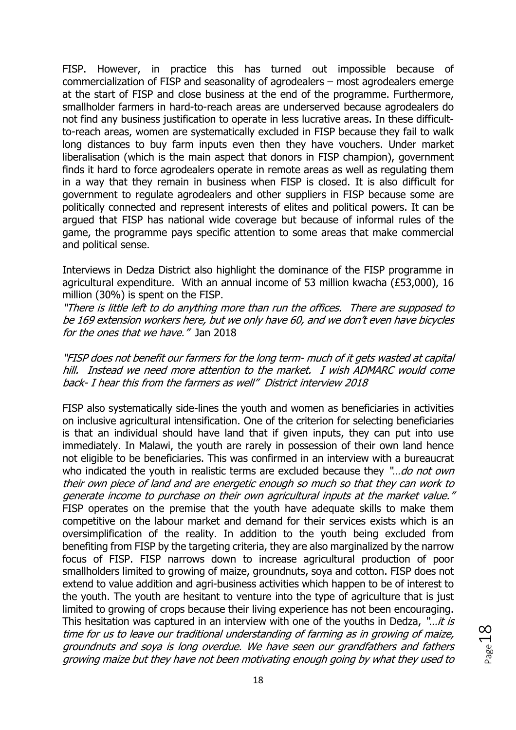FISP. However, in practice this has turned out impossible because of commercialization of FISP and seasonality of agrodealers – most agrodealers emerge at the start of FISP and close business at the end of the programme. Furthermore, smallholder farmers in hard-to-reach areas are underserved because agrodealers do not find any business justification to operate in less lucrative areas. In these difficult-to-reach areas, women are systematically excluded in FISP because they fail to walk long distances to buy farm inputs even then they have vouchers. Under market liberalisation (which is the main aspect that donors in FISP champion), government finds it hard to force agrodealers operate in remote areas as well as regulating them in a way that they remain in business when FISP is closed. It is also difficult for government to regulate agrodealers and other suppliers in FISP because some are politically connected and represent interests of elites and political powers. It can be argued that FISP has national wide coverage but because of informal rules of the game, the programme pays specific attention to some areas that make commercial and political sense.

Interviews in Dedza District also highlight the dominance of the FISP programme in agricultural expenditure. With an annual income of 53 million kwacha (£53,000), 16 million (30%) is spent on the FISP.

*"There is little left to do anything more than run the offices. There are supposed to be 169 extension workers here, but we only have 60, and we don't even have bicycles for the ones that we have."* Jan 2018

*"FISP does not benefit our farmers for the long term- much of it gets wasted at capital hill. Instead we need more attention to the market. I wish ADMARC would come back- I hear this from the farmers as well"* *District interview 2018*

FISP also systematically side-lines the youth and women as beneficiaries in activities on inclusive agricultural intensification. One of the criterion for selecting beneficiaries is that an individual should have land that if given inputs, they can put into use immediately. In Malawi, the youth are rarely in possession of their own land hence not eligible to be beneficiaries. This was confirmed in an interview with a bureaucrat who indicated the youth in realistic terms are excluded because they *"…do not own their own piece of land and are energetic enough so much so that they can work to generate income to purchase on their own agricultural inputs at the market value."* FISP operates on the premise that the youth have adequate skills to make them competitive on the labour market and demand for their services exists which is an oversimplification of the reality. In addition to the youth being excluded from benefiting from FISP by the targeting criteria, they are also marginalized by the narrow focus of FISP. FISP narrows down to increase agricultural production of poor smallholders limited to growing of maize, groundnuts, soya and cotton. FISP does not extend to value addition and agri-business activities which happen to be of interest to the youth. The youth are hesitant to venture into the type of agriculture that is just limited to growing of crops because their living experience has not been encouraging. This hesitation was captured in an interview with one of the youths in Dedza, *"…it is time for us to leave our traditional understanding of farming as in growing of maize, groundnuts and soya is long overdue. We have seen our grandfathers and fathers growing maize but they have not been motivating enough going by what they used to*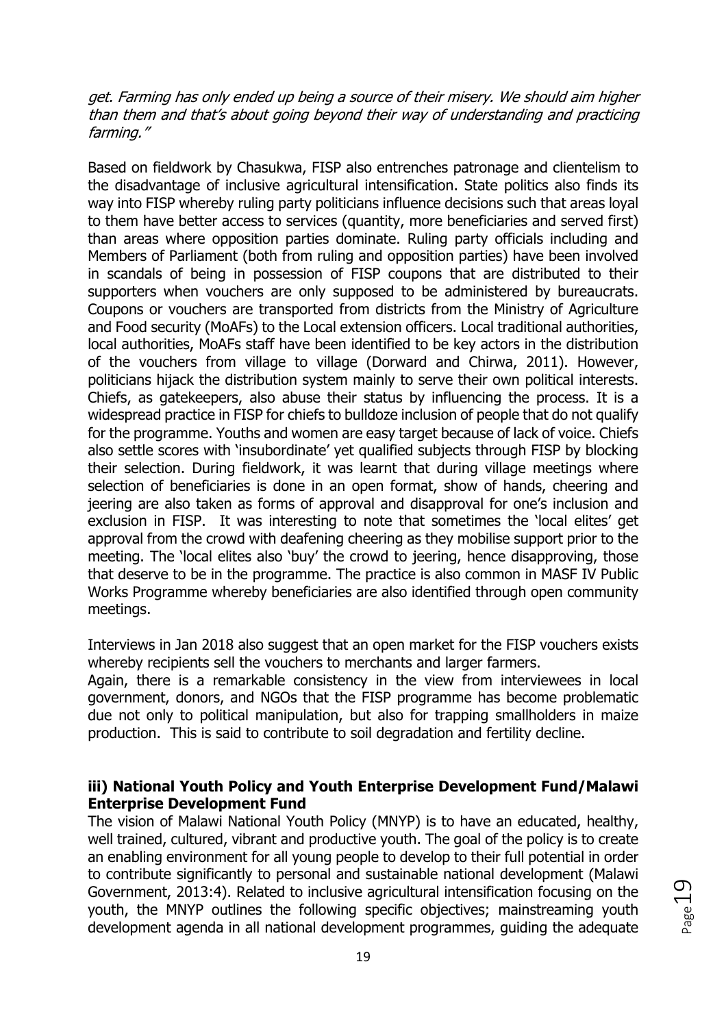*get. Farming has only ended up being a source of their misery. We should aim higher than them and that's about going beyond their way of understanding and practicing farming."*

Based on fieldwork by Chasukwa, FISP also entrenches patronage and clientelism to the disadvantage of inclusive agricultural intensification. State politics also finds its way into FISP whereby ruling party politicians influence decisions such that areas loyal to them have better access to services (quantity, more beneficiaries and served first) than areas where opposition parties dominate. Ruling party officials including and Members of Parliament (both from ruling and opposition parties) have been involved in scandals of being in possession of FISP coupons that are distributed to their supporters when vouchers are only supposed to be administered by bureaucrats. Coupons or vouchers are transported from districts from the Ministry of Agriculture and Food security (MoAFs) to the Local extension officers. Local traditional authorities, local authorities, MoAFs staff have been identified to be key actors in the distribution of the vouchers from village to village (Dorward and Chirwa, 2011). However, politicians hijack the distribution system mainly to serve their own political interests. Chiefs, as gatekeepers, also abuse their status by influencing the process. It is a widespread practice in FISP for chiefs to bulldoze inclusion of people that do not qualify for the programme. Youths and women are easy target because of lack of voice. Chiefs also settle scores with 'insubordinate' yet qualified subjects through FISP by blocking their selection. During fieldwork, it was learnt that during village meetings where selection of beneficiaries is done in an open format, show of hands, cheering and jeering are also taken as forms of approval and disapproval for one's inclusion and exclusion in FISP. It was interesting to note that sometimes the 'local elites' get approval from the crowd with deafening cheering as they mobilise support prior to the meeting. The 'local elites also 'buy' the crowd to jeering, hence disapproving, those that deserve to be in the programme. The practice is also common in MASF IV Public Works Programme whereby beneficiaries are also identified through open community meetings.

Interviews in Jan 2018 also suggest that an open market for the FISP vouchers exists whereby recipients sell the vouchers to merchants and larger farmers.
Again, there is a remarkable consistency in the view from interviewees in local government, donors, and NGOs that the FISP programme has become problematic due not only to political manipulation, but also for trapping smallholders in maize production. This is said to contribute to soil degradation and fertility decline.

**iii) National Youth Policy and Youth Enterprise Development Fund/Malawi Enterprise Development Fund**

The vision of Malawi National Youth Policy (MNYP) is to have an educated, healthy, well trained, cultured, vibrant and productive youth. The goal of the policy is to create an enabling environment for all young people to develop to their full potential in order to contribute significantly to personal and sustainable national development (Malawi Government, 2013:4). Related to inclusive agricultural intensification focusing on the youth, the MNYP outlines the following specific objectives; mainstreaming youth development agenda in all national development programmes, guiding the adequate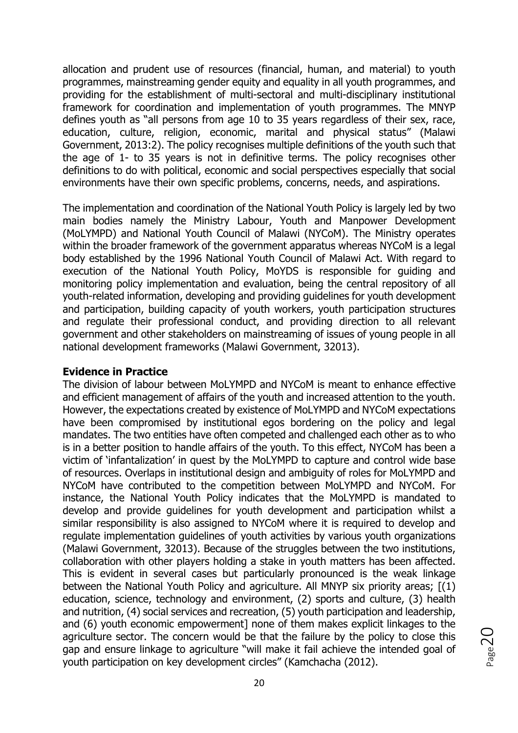allocation and prudent use of resources (financial, human, and material) to youth programmes, mainstreaming gender equity and equality in all youth programmes, and providing for the establishment of multi-sectoral and multi-disciplinary institutional framework for coordination and implementation of youth programmes. The MNYP defines youth as "all persons from age 10 to 35 years regardless of their sex, race, education, culture, religion, economic, marital and physical status" (Malawi Government, 2013:2). The policy recognises multiple definitions of the youth such that the age of 1- to 35 years is not in definitive terms. The policy recognises other definitions to do with political, economic and social perspectives especially that social environments have their own specific problems, concerns, needs, and aspirations.

The implementation and coordination of the National Youth Policy is largely led by two main bodies namely the Ministry Labour, Youth and Manpower Development (MoLYMPD) and National Youth Council of Malawi (NYCoM). The Ministry operates within the broader framework of the government apparatus whereas NYCoM is a legal body established by the 1996 National Youth Council of Malawi Act. With regard to execution of the National Youth Policy, MoYDS is responsible for guiding and monitoring policy implementation and evaluation, being the central repository of all youth-related information, developing and providing guidelines for youth development and participation, building capacity of youth workers, youth participation structures and regulate their professional conduct, and providing direction to all relevant government and other stakeholders on mainstreaming of issues of young people in all national development frameworks (Malawi Government, 32013).

**Evidence in Practice**

The division of labour between MoLYMPD and NYCoM is meant to enhance effective and efficient management of affairs of the youth and increased attention to the youth. However, the expectations created by existence of MoLYMPD and NYCoM expectations have been compromised by institutional egos bordering on the policy and legal mandates. The two entities have often competed and challenged each other as to who is in a better position to handle affairs of the youth. To this effect, NYCoM has been a victim of 'infantalization' in quest by the MoLYMPD to capture and control wide base of resources. Overlaps in institutional design and ambiguity of roles for MoLYMPD and NYCoM have contributed to the competition between MoLYMPD and NYCoM. For instance, the National Youth Policy indicates that the MoLYMPD is mandated to develop and provide guidelines for youth development and participation whilst a similar responsibility is also assigned to NYCoM where it is required to develop and regulate implementation guidelines of youth activities by various youth organizations (Malawi Government, 32013). Because of the struggles between the two institutions, collaboration with other players holding a stake in youth matters has been affected. This is evident in several cases but particularly pronounced is the weak linkage between the National Youth Policy and agriculture. All MNYP six priority areas; [(1) education, science, technology and environment, (2) sports and culture, (3) health and nutrition, (4) social services and recreation, (5) youth participation and leadership, and (6) youth economic empowerment] none of them makes explicit linkages to the agriculture sector. The concern would be that the failure by the policy to close this gap and ensure linkage to agriculture "will make it fail achieve the intended goal of youth participation on key development circles" (Kamchacha (2012).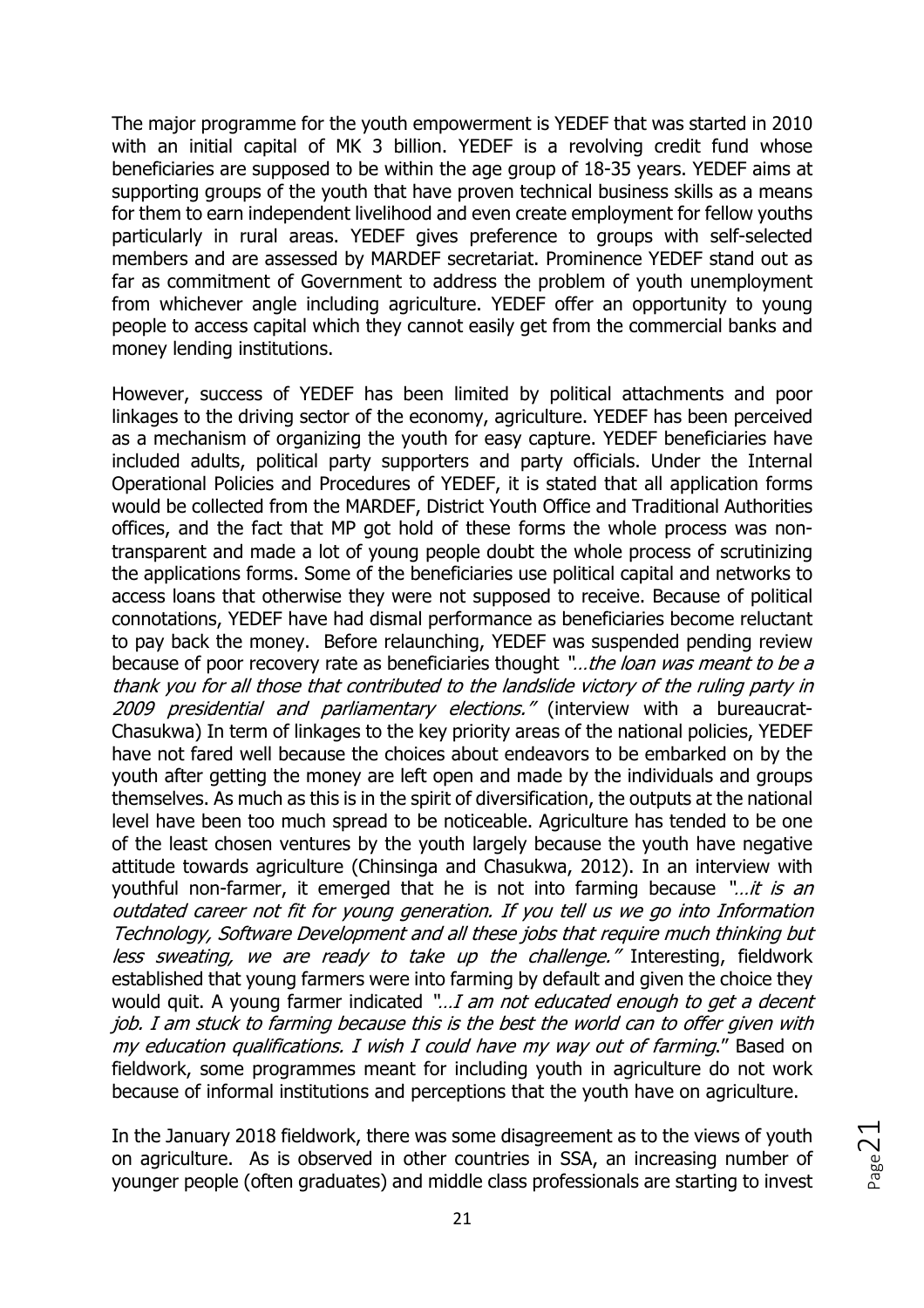The major programme for the youth empowerment is YEDEF that was started in 2010 with an initial capital of MK 3 billion. YEDEF is a revolving credit fund whose beneficiaries are supposed to be within the age group of 18-35 years. YEDEF aims at supporting groups of the youth that have proven technical business skills as a means for them to earn independent livelihood and even create employment for fellow youths particularly in rural areas. YEDEF gives preference to groups with self-selected members and are assessed by MARDEF secretariat. Prominence YEDEF stand out as far as commitment of Government to address the problem of youth unemployment from whichever angle including agriculture. YEDEF offer an opportunity to young people to access capital which they cannot easily get from the commercial banks and money lending institutions.

However, success of YEDEF has been limited by political attachments and poor linkages to the driving sector of the economy, agriculture. YEDEF has been perceived as a mechanism of organizing the youth for easy capture. YEDEF beneficiaries have included adults, political party supporters and party officials. Under the Internal Operational Policies and Procedures of YEDEF, it is stated that all application forms would be collected from the MARDEF, District Youth Office and Traditional Authorities offices, and the fact that MP got hold of these forms the whole process was non-transparent and made a lot of young people doubt the whole process of scrutinizing the applications forms. Some of the beneficiaries use political capital and networks to access loans that otherwise they were not supposed to receive. Because of political connotations, YEDEF have had dismal performance as beneficiaries become reluctant to pay back the money. Before relaunching, YEDEF was suspended pending review because of poor recovery rate as beneficiaries thought *"…the loan was meant to be a thank you for all those that contributed to the landslide victory of the ruling party in 2009 presidential and parliamentary elections."* (interview with a bureaucrat-Chasukwa) In term of linkages to the key priority areas of the national policies, YEDEF have not fared well because the choices about endeavors to be embarked on by the youth after getting the money are left open and made by the individuals and groups themselves. As much as this is in the spirit of diversification, the outputs at the national level have been too much spread to be noticeable. Agriculture has tended to be one of the least chosen ventures by the youth largely because the youth have negative attitude towards agriculture (Chinsinga and Chasukwa, 2012). In an interview with youthful non-farmer, it emerged that he is not into farming because *"…it is an outdated career not fit for young generation. If you tell us we go into Information Technology, Software Development and all these jobs that require much thinking but less sweating, we are ready to take up the challenge."* Interesting, fieldwork established that young farmers were into farming by default and given the choice they would quit. A young farmer indicated *"…I am not educated enough to get a decent job. I am stuck to farming because this is the best the world can to offer given with my education qualifications. I wish I could have my way out of farming*." Based on fieldwork, some programmes meant for including youth in agriculture do not work because of informal institutions and perceptions that the youth have on agriculture.

In the January 2018 fieldwork, there was some disagreement as to the views of youth on agriculture. As is observed in other countries in SSA, an increasing number of younger people (often graduates) and middle class professionals are starting to invest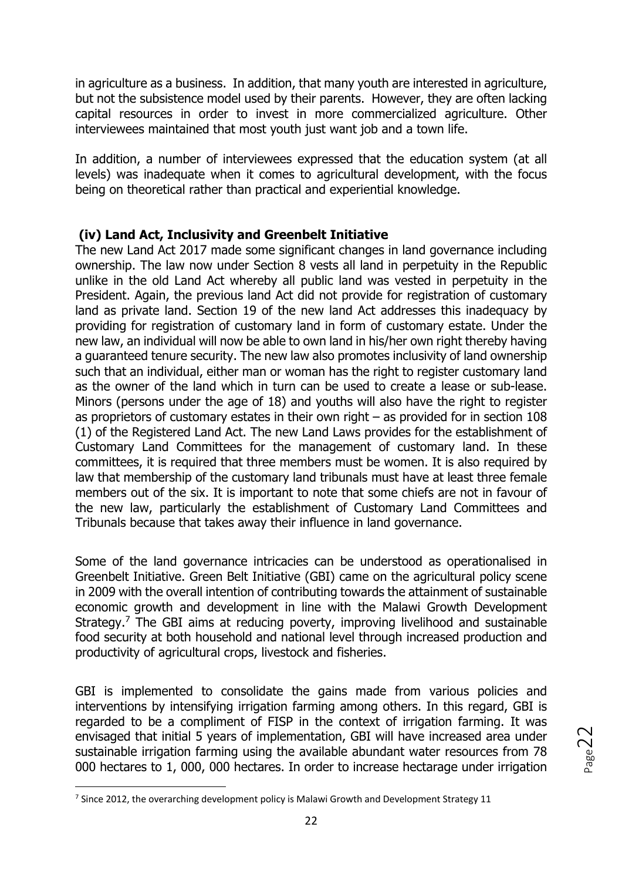in agriculture as a business. In addition, that many youth are interested in agriculture, but not the subsistence model used by their parents. However, they are often lacking capital resources in order to invest in more commercialized agriculture. Other interviewees maintained that most youth just want job and a town life.

In addition, a number of interviewees expressed that the education system (at all levels) was inadequate when it comes to agricultural development, with the focus being on theoretical rather than practical and experiential knowledge.

### (iv) Land Act, Inclusivity and Greenbelt Initiative

The new Land Act 2017 made some significant changes in land governance including ownership. The law now under Section 8 vests all land in perpetuity in the Republic unlike in the old Land Act whereby all public land was vested in perpetuity in the President. Again, the previous land Act did not provide for registration of customary land as private land. Section 19 of the new land Act addresses this inadequacy by providing for registration of customary land in form of customary estate. Under the new law, an individual will now be able to own land in his/her own right thereby having a guaranteed tenure security. The new law also promotes inclusivity of land ownership such that an individual, either man or woman has the right to register customary land as the owner of the land which in turn can be used to create a lease or sub-lease. Minors (persons under the age of 18) and youths will also have the right to register as proprietors of customary estates in their own right – as provided for in section 108 (1) of the Registered Land Act. The new Land Laws provides for the establishment of Customary Land Committees for the management of customary land. In these committees, it is required that three members must be women. It is also required by law that membership of the customary land tribunals must have at least three female members out of the six. It is important to note that some chiefs are not in favour of the new law, particularly the establishment of Customary Land Committees and Tribunals because that takes away their influence in land governance.

Some of the land governance intricacies can be understood as operationalised in Greenbelt Initiative. Green Belt Initiative (GBI) came on the agricultural policy scene in 2009 with the overall intention of contributing towards the attainment of sustainable economic growth and development in line with the Malawi Growth Development Strategy.[7] The GBI aims at reducing poverty, improving livelihood and sustainable food security at both household and national level through increased production and productivity of agricultural crops, livestock and fisheries.

GBI is implemented to consolidate the gains made from various policies and interventions by intensifying irrigation farming among others. In this regard, GBI is regarded to be a compliment of FISP in the context of irrigation farming. It was envisaged that initial 5 years of implementation, GBI will have increased area under sustainable irrigation farming using the available abundant water resources from 78 000 hectares to 1, 000, 000 hectares. In order to increase hectarage under irrigation

---

[7] Since 2012, the overarching development policy is Malawi Growth and Development Strategy 11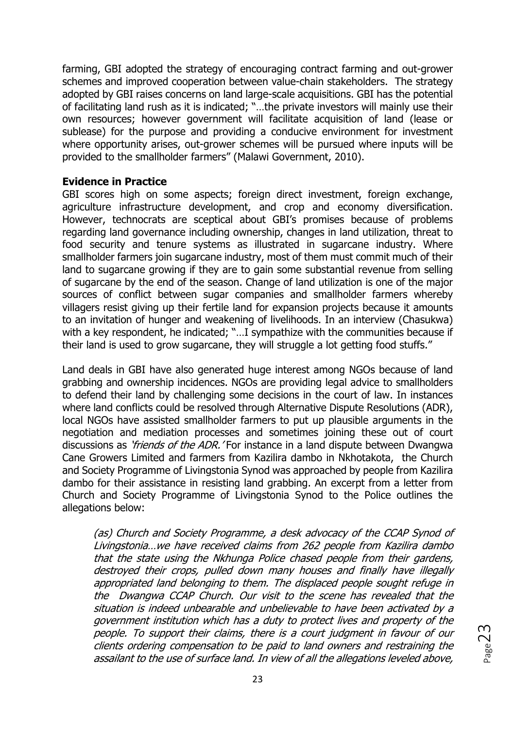farming, GBI adopted the strategy of encouraging contract farming and out-grower schemes and improved cooperation between value-chain stakeholders. The strategy adopted by GBI raises concerns on land large-scale acquisitions. GBI has the potential of facilitating land rush as it is indicated; "…the private investors will mainly use their own resources; however government will facilitate acquisition of land (lease or sublease) for the purpose and providing a conducive environment for investment where opportunity arises, out-grower schemes will be pursued where inputs will be provided to the smallholder farmers" (Malawi Government, 2010).

**Evidence in Practice**

GBI scores high on some aspects; foreign direct investment, foreign exchange, agriculture infrastructure development, and crop and economy diversification. However, technocrats are sceptical about GBI's promises because of problems regarding land governance including ownership, changes in land utilization, threat to food security and tenure systems as illustrated in sugarcane industry. Where smallholder farmers join sugarcane industry, most of them must commit much of their land to sugarcane growing if they are to gain some substantial revenue from selling of sugarcane by the end of the season. Change of land utilization is one of the major sources of conflict between sugar companies and smallholder farmers whereby villagers resist giving up their fertile land for expansion projects because it amounts to an invitation of hunger and weakening of livelihoods. In an interview (Chasukwa) with a key respondent, he indicated; "…I sympathize with the communities because if their land is used to grow sugarcane, they will struggle a lot getting food stuffs."

Land deals in GBI have also generated huge interest among NGOs because of land grabbing and ownership incidences. NGOs are providing legal advice to smallholders to defend their land by challenging some decisions in the court of law. In instances where land conflicts could be resolved through Alternative Dispute Resolutions (ADR), local NGOs have assisted smallholder farmers to put up plausible arguments in the negotiation and mediation processes and sometimes joining these out of court discussions as *'friends of the ADR.'* For instance in a land dispute between Dwangwa Cane Growers Limited and farmers from Kazilira dambo in Nkhotakota, the Church and Society Programme of Livingstonia Synod was approached by people from Kazilira dambo for their assistance in resisting land grabbing. An excerpt from a letter from Church and Society Programme of Livingstonia Synod to the Police outlines the allegations below:

> *(as) Church and Society Programme, a desk advocacy of the CCAP Synod of Livingstonia…we have received claims from 262 people from Kazilira dambo that the state using the Nkhunga Police chased people from their gardens, destroyed their crops, pulled down many houses and finally have illegally appropriated land belonging to them. The displaced people sought refuge in the Dwangwa CCAP Church. Our visit to the scene has revealed that the situation is indeed unbearable and unbelievable to have been activated by a government institution which has a duty to protect lives and property of the people. To support their claims, there is a court judgment in favour of our clients ordering compensation to be paid to land owners and restraining the assailant to the use of surface land. In view of all the allegations leveled above,*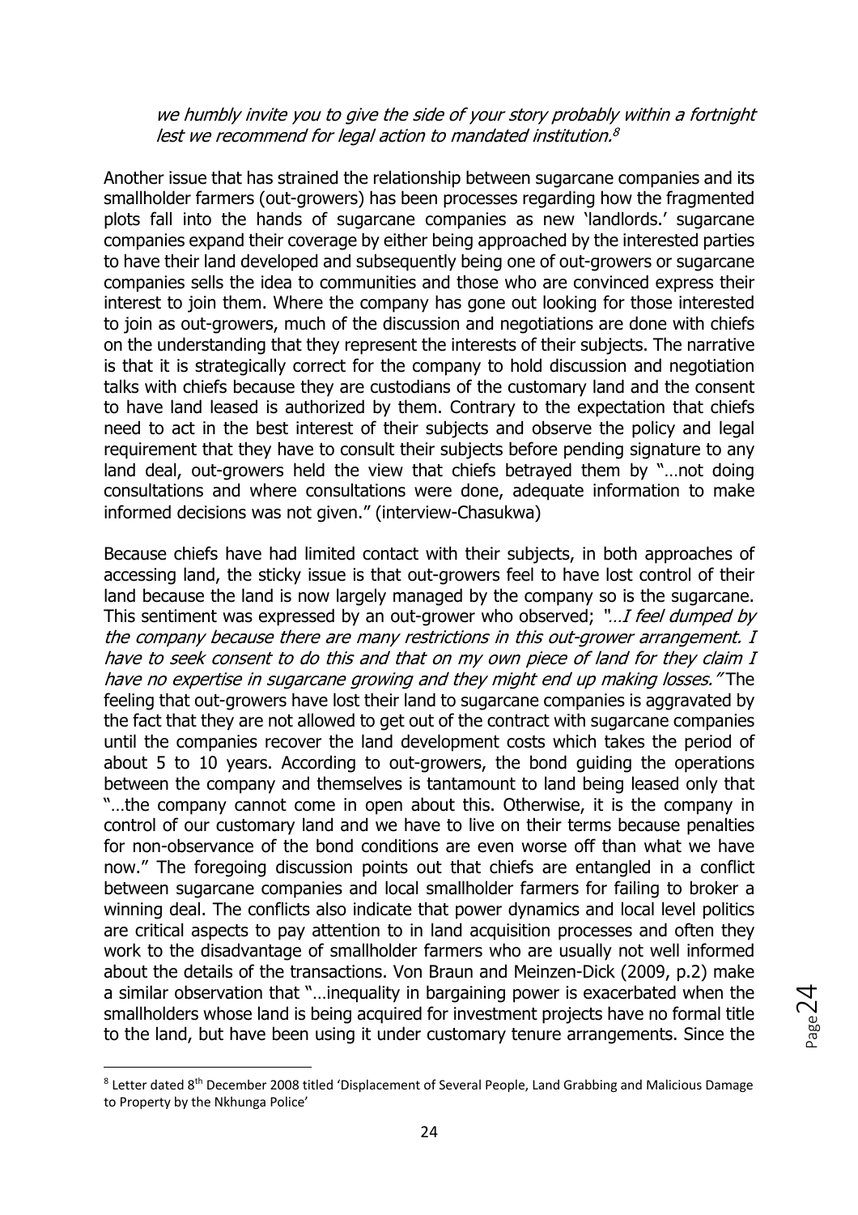*we humbly invite you to give the side of your story probably within a fortnight lest we recommend for legal action to mandated institution.*[8]

Another issue that has strained the relationship between sugarcane companies and its smallholder farmers (out-growers) has been processes regarding how the fragmented plots fall into the hands of sugarcane companies as new 'landlords.' sugarcane companies expand their coverage by either being approached by the interested parties to have their land developed and subsequently being one of out-growers or sugarcane companies sells the idea to communities and those who are convinced express their interest to join them. Where the company has gone out looking for those interested to join as out-growers, much of the discussion and negotiations are done with chiefs on the understanding that they represent the interests of their subjects. The narrative is that it is strategically correct for the company to hold discussion and negotiation talks with chiefs because they are custodians of the customary land and the consent to have land leased is authorized by them. Contrary to the expectation that chiefs need to act in the best interest of their subjects and observe the policy and legal requirement that they have to consult their subjects before pending signature to any land deal, out-growers held the view that chiefs betrayed them by "…not doing consultations and where consultations were done, adequate information to make informed decisions was not given." (interview-Chasukwa)

Because chiefs have had limited contact with their subjects, in both approaches of accessing land, the sticky issue is that out-growers feel to have lost control of their land because the land is now largely managed by the company so is the sugarcane. This sentiment was expressed by an out-grower who observed; *"…I feel dumped by the company because there are many restrictions in this out-grower arrangement. I have to seek consent to do this and that on my own piece of land for they claim I have no expertise in sugarcane growing and they might end up making losses."* The feeling that out-growers have lost their land to sugarcane companies is aggravated by the fact that they are not allowed to get out of the contract with sugarcane companies until the companies recover the land development costs which takes the period of about 5 to 10 years. According to out-growers, the bond guiding the operations between the company and themselves is tantamount to land being leased only that "…the company cannot come in open about this. Otherwise, it is the company in control of our customary land and we have to live on their terms because penalties for non-observance of the bond conditions are even worse off than what we have now." The foregoing discussion points out that chiefs are entangled in a conflict between sugarcane companies and local smallholder farmers for failing to broker a winning deal. The conflicts also indicate that power dynamics and local level politics are critical aspects to pay attention to in land acquisition processes and often they work to the disadvantage of smallholder farmers who are usually not well informed about the details of the transactions. Von Braun and Meinzen-Dick (2009, p.2) make a similar observation that "…inequality in bargaining power is exacerbated when the smallholders whose land is being acquired for investment projects have no formal title to the land, but have been using it under customary tenure arrangements. Since the

---

[8] Letter dated 8th December 2008 titled 'Displacement of Several People, Land Grabbing and Malicious Damage to Property by the Nkhunga Police'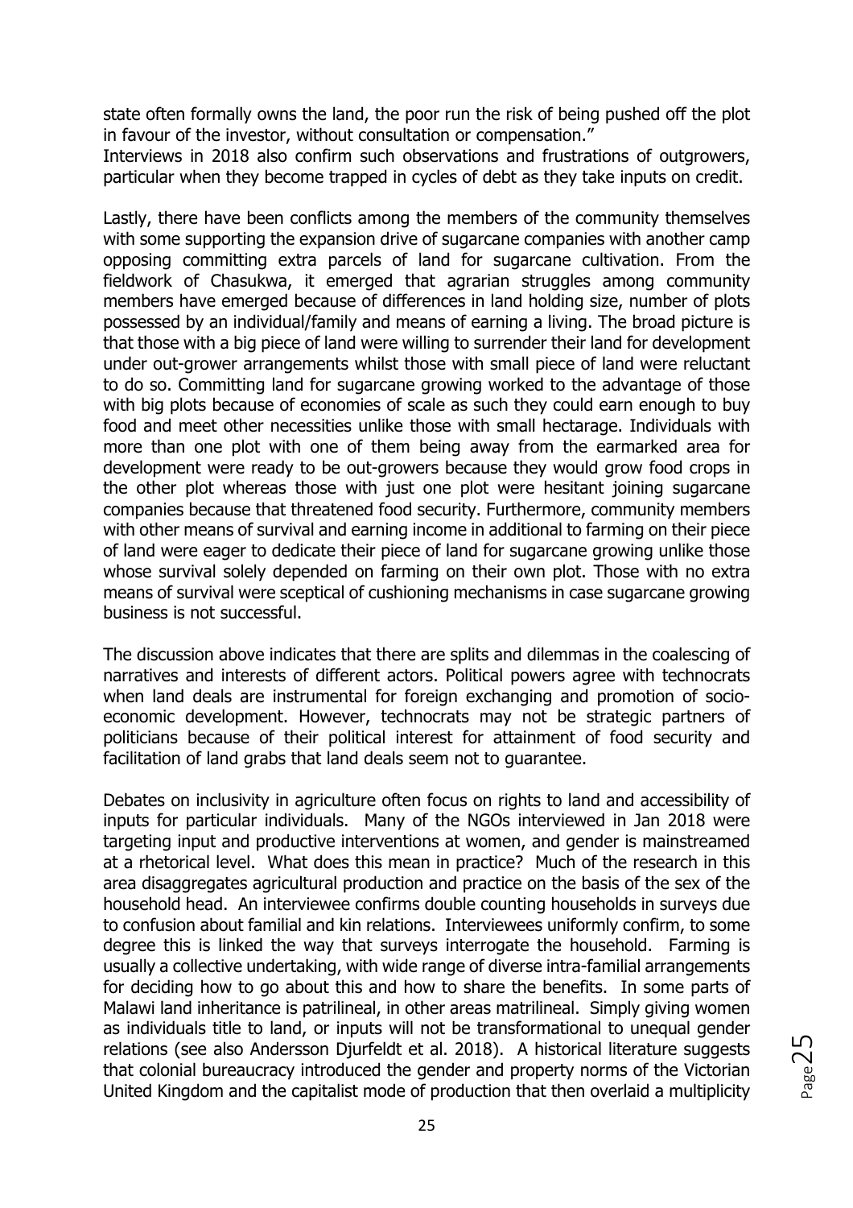state often formally owns the land, the poor run the risk of being pushed off the plot in favour of the investor, without consultation or compensation."
Interviews in 2018 also confirm such observations and frustrations of outgrowers, particular when they become trapped in cycles of debt as they take inputs on credit.

Lastly, there have been conflicts among the members of the community themselves with some supporting the expansion drive of sugarcane companies with another camp opposing committing extra parcels of land for sugarcane cultivation. From the fieldwork of Chasukwa, it emerged that agrarian struggles among community members have emerged because of differences in land holding size, number of plots possessed by an individual/family and means of earning a living. The broad picture is that those with a big piece of land were willing to surrender their land for development under out-grower arrangements whilst those with small piece of land were reluctant to do so. Committing land for sugarcane growing worked to the advantage of those with big plots because of economies of scale as such they could earn enough to buy food and meet other necessities unlike those with small hectarage. Individuals with more than one plot with one of them being away from the earmarked area for development were ready to be out-growers because they would grow food crops in the other plot whereas those with just one plot were hesitant joining sugarcane companies because that threatened food security. Furthermore, community members with other means of survival and earning income in additional to farming on their piece of land were eager to dedicate their piece of land for sugarcane growing unlike those whose survival solely depended on farming on their own plot. Those with no extra means of survival were sceptical of cushioning mechanisms in case sugarcane growing business is not successful.

The discussion above indicates that there are splits and dilemmas in the coalescing of narratives and interests of different actors. Political powers agree with technocrats when land deals are instrumental for foreign exchanging and promotion of socio-economic development. However, technocrats may not be strategic partners of politicians because of their political interest for attainment of food security and facilitation of land grabs that land deals seem not to guarantee.

Debates on inclusivity in agriculture often focus on rights to land and accessibility of inputs for particular individuals. Many of the NGOs interviewed in Jan 2018 were targeting input and productive interventions at women, and gender is mainstreamed at a rhetorical level. What does this mean in practice? Much of the research in this area disaggregates agricultural production and practice on the basis of the sex of the household head. An interviewee confirms double counting households in surveys due to confusion about familial and kin relations. Interviewees uniformly confirm, to some degree this is linked the way that surveys interrogate the household. Farming is usually a collective undertaking, with wide range of diverse intra-familial arrangements for deciding how to go about this and how to share the benefits. In some parts of Malawi land inheritance is patrilineal, in other areas matrilineal. Simply giving women as individuals title to land, or inputs will not be transformational to unequal gender relations (see also Andersson Djurfeldt et al. 2018). A historical literature suggests that colonial bureaucracy introduced the gender and property norms of the Victorian United Kingdom and the capitalist mode of production that then overlaid a multiplicity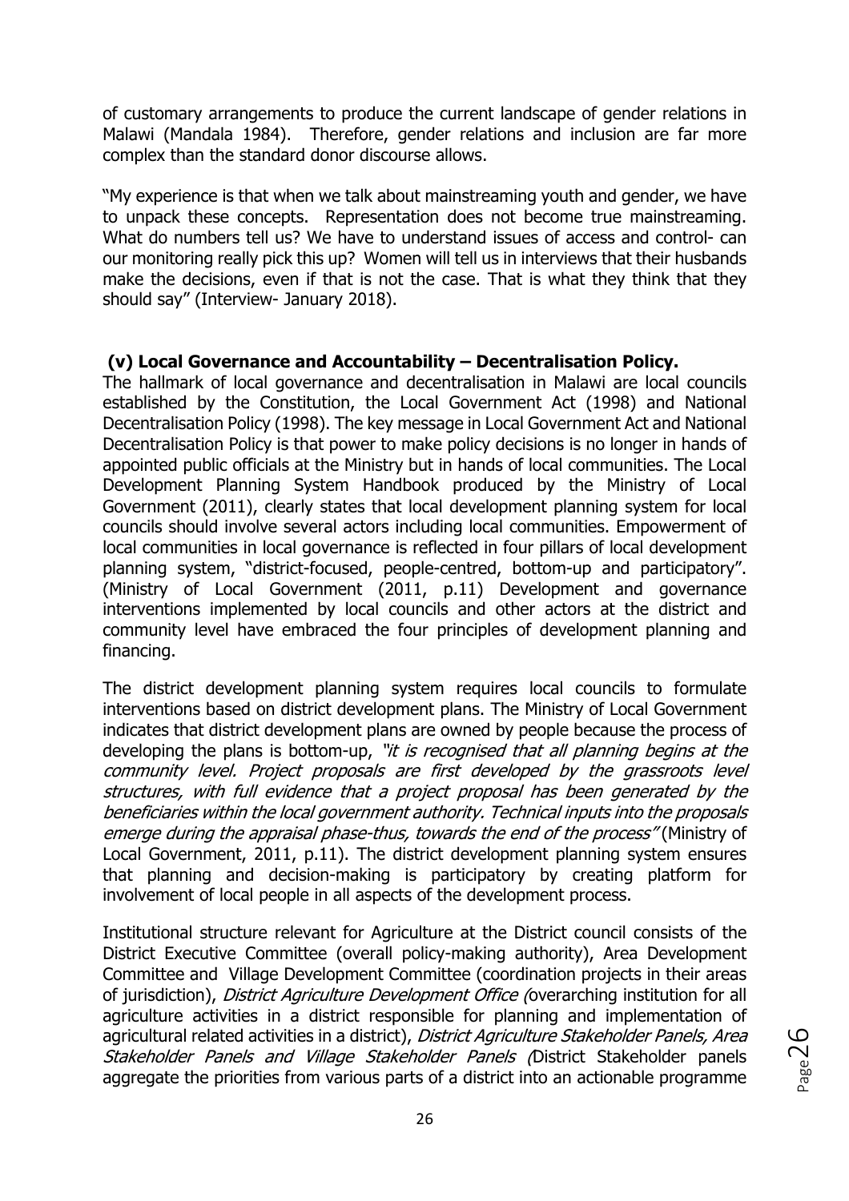of customary arrangements to produce the current landscape of gender relations in Malawi (Mandala 1984). Therefore, gender relations and inclusion are far more complex than the standard donor discourse allows.

"My experience is that when we talk about mainstreaming youth and gender, we have to unpack these concepts. Representation does not become true mainstreaming. What do numbers tell us? We have to understand issues of access and control- can our monitoring really pick this up? Women will tell us in interviews that their husbands make the decisions, even if that is not the case. That is what they think that they should say" (Interview- January 2018).

### (v) Local Governance and Accountability – Decentralisation Policy.

The hallmark of local governance and decentralisation in Malawi are local councils established by the Constitution, the Local Government Act (1998) and National Decentralisation Policy (1998). The key message in Local Government Act and National Decentralisation Policy is that power to make policy decisions is no longer in hands of appointed public officials at the Ministry but in hands of local communities. The Local Development Planning System Handbook produced by the Ministry of Local Government (2011), clearly states that local development planning system for local councils should involve several actors including local communities. Empowerment of local communities in local governance is reflected in four pillars of local development planning system, "district-focused, people-centred, bottom-up and participatory". (Ministry of Local Government (2011, p.11) Development and governance interventions implemented by local councils and other actors at the district and community level have embraced the four principles of development planning and financing.

The district development planning system requires local councils to formulate interventions based on district development plans. The Ministry of Local Government indicates that district development plans are owned by people because the process of developing the plans is bottom-up, *"it is recognised that all planning begins at the community level. Project proposals are first developed by the grassroots level structures, with full evidence that a project proposal has been generated by the beneficiaries within the local government authority. Technical inputs into the proposals emerge during the appraisal phase-thus, towards the end of the process"* (Ministry of Local Government, 2011, p.11). The district development planning system ensures that planning and decision-making is participatory by creating platform for involvement of local people in all aspects of the development process.

Institutional structure relevant for Agriculture at the District council consists of the District Executive Committee (overall policy-making authority), Area Development Committee and Village Development Committee (coordination projects in their areas of jurisdiction), *District Agriculture Development Office (*overarching institution for all agriculture activities in a district responsible for planning and implementation of agricultural related activities in a district), *District Agriculture Stakeholder Panels, Area Stakeholder Panels and Village Stakeholder Panels (*District Stakeholder panels aggregate the priorities from various parts of a district into an actionable programme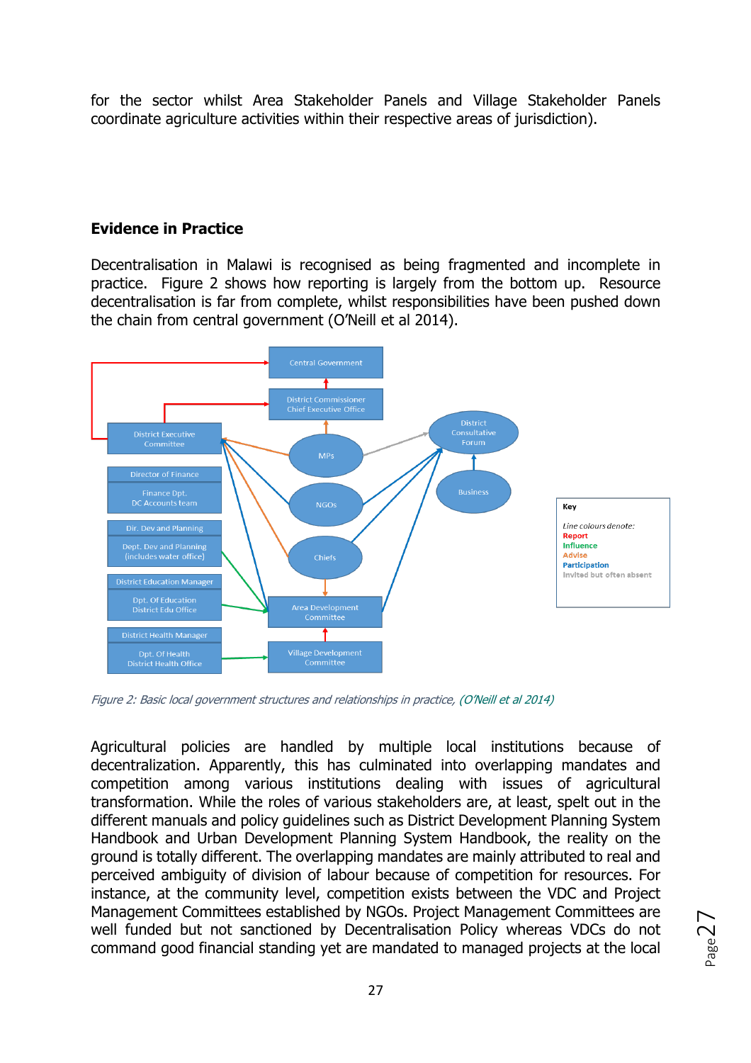for the sector whilst Area Stakeholder Panels and Village Stakeholder Panels coordinate agriculture activities within their respective areas of jurisdiction).

## Evidence in Practice

Decentralisation in Malawi is recognised as being fragmented and incomplete in practice. Figure 2 shows how reporting is largely from the bottom up. Resource decentralisation is far from complete, whilst responsibilities have been pushed down the chain from central government (O'Neill et al 2014).

*Figure 2: Basic local government structures and relationships in practice, (O'Neill et al 2014)*

Agricultural policies are handled by multiple local institutions because of decentralization. Apparently, this has culminated into overlapping mandates and competition among various institutions dealing with issues of agricultural transformation. While the roles of various stakeholders are, at least, spelt out in the different manuals and policy guidelines such as District Development Planning System Handbook and Urban Development Planning System Handbook, the reality on the ground is totally different. The overlapping mandates are mainly attributed to real and perceived ambiguity of division of labour because of competition for resources. For instance, at the community level, competition exists between the VDC and Project Management Committees established by NGOs. Project Management Committees are well funded but not sanctioned by Decentralisation Policy whereas VDCs do not command good financial standing yet are mandated to managed projects at the local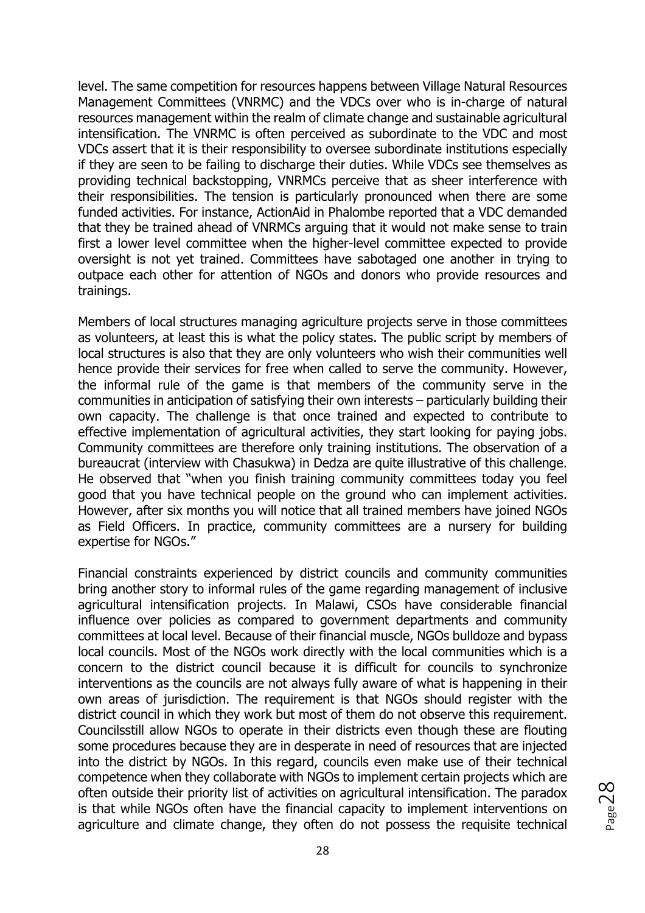level. The same competition for resources happens between Village Natural Resources Management Committees (VNRMC) and the VDCs over who is in-charge of natural resources management within the realm of climate change and sustainable agricultural intensification. The VNRMC is often perceived as subordinate to the VDC and most VDCs assert that it is their responsibility to oversee subordinate institutions especially if they are seen to be failing to discharge their duties. While VDCs see themselves as providing technical backstopping, VNRMCs perceive that as sheer interference with their responsibilities. The tension is particularly pronounced when there are some funded activities. For instance, ActionAid in Phalombe reported that a VDC demanded that they be trained ahead of VNRMCs arguing that it would not make sense to train first a lower level committee when the higher-level committee expected to provide oversight is not yet trained. Committees have sabotaged one another in trying to outpace each other for attention of NGOs and donors who provide resources and trainings.

Members of local structures managing agriculture projects serve in those committees as volunteers, at least this is what the policy states. The public script by members of local structures is also that they are only volunteers who wish their communities well hence provide their services for free when called to serve the community. However, the informal rule of the game is that members of the community serve in the communities in anticipation of satisfying their own interests – particularly building their own capacity. The challenge is that once trained and expected to contribute to effective implementation of agricultural activities, they start looking for paying jobs. Community committees are therefore only training institutions. The observation of a bureaucrat (interview with Chasukwa) in Dedza are quite illustrative of this challenge. He observed that "when you finish training community committees today you feel good that you have technical people on the ground who can implement activities. However, after six months you will notice that all trained members have joined NGOs as Field Officers. In practice, community committees are a nursery for building expertise for NGOs."

Financial constraints experienced by district councils and community communities bring another story to informal rules of the game regarding management of inclusive agricultural intensification projects. In Malawi, CSOs have considerable financial influence over policies as compared to government departments and community committees at local level. Because of their financial muscle, NGOs bulldoze and bypass local councils. Most of the NGOs work directly with the local communities which is a concern to the district council because it is difficult for councils to synchronize interventions as the councils are not always fully aware of what is happening in their own areas of jurisdiction. The requirement is that NGOs should register with the district council in which they work but most of them do not observe this requirement. Councilsstill allow NGOs to operate in their districts even though these are flouting some procedures because they are in desperate in need of resources that are injected into the district by NGOs. In this regard, councils even make use of their technical competence when they collaborate with NGOs to implement certain projects which are often outside their priority list of activities on agricultural intensification. The paradox is that while NGOs often have the financial capacity to implement interventions on agriculture and climate change, they often do not possess the requisite technical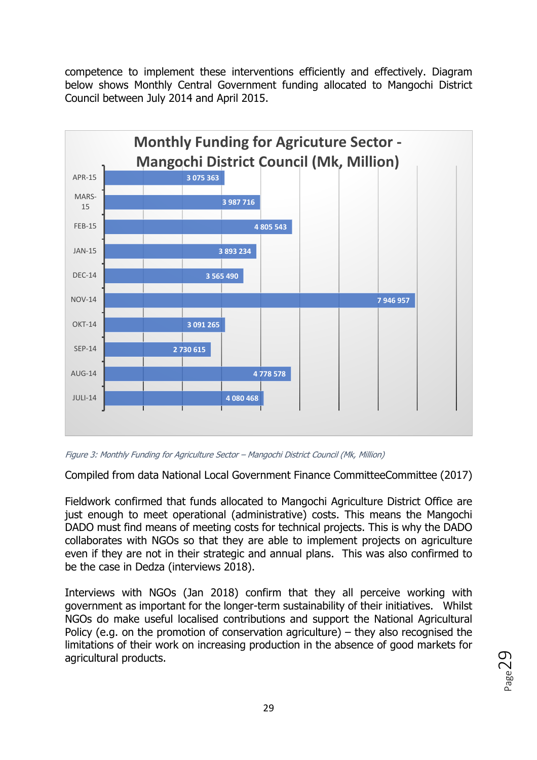competence to implement these interventions efficiently and effectively. Diagram below shows Monthly Central Government funding allocated to Mangochi District Council between July 2014 and April 2015.

| Month | Monthly Funding for Agricuture Sector - Mangochi District Council (Mk, Million) |
|---|---|
| APR-15 | 3 075 363 |
| MARS-15 | 3 987 716 |
| FEB-15 | 4 805 543 |
| JAN-15 | 3 893 234 |
| DEC-14 | 3 565 490 |
| NOV-14 | 7 946 957 |
| OKT-14 | 3 091 265 |
| SEP-14 | 2 730 615 |
| AUG-14 | 4 778 578 |
| JULI-14 | 4 080 468 |

*Figure 3: Monthly Funding for Agriculture Sector – Mangochi District Council (Mk, Million)*

Compiled from data National Local Government Finance CommitteeCommittee (2017)

Fieldwork confirmed that funds allocated to Mangochi Agriculture District Office are just enough to meet operational (administrative) costs. This means the Mangochi DADO must find means of meeting costs for technical projects. This is why the DADO collaborates with NGOs so that they are able to implement projects on agriculture even if they are not in their strategic and annual plans. This was also confirmed to be the case in Dedza (interviews 2018).

Interviews with NGOs (Jan 2018) confirm that they all perceive working with government as important for the longer-term sustainability of their initiatives. Whilst NGOs do make useful localised contributions and support the National Agricultural Policy (e.g. on the promotion of conservation agriculture) – they also recognised the limitations of their work on increasing production in the absence of good markets for agricultural products.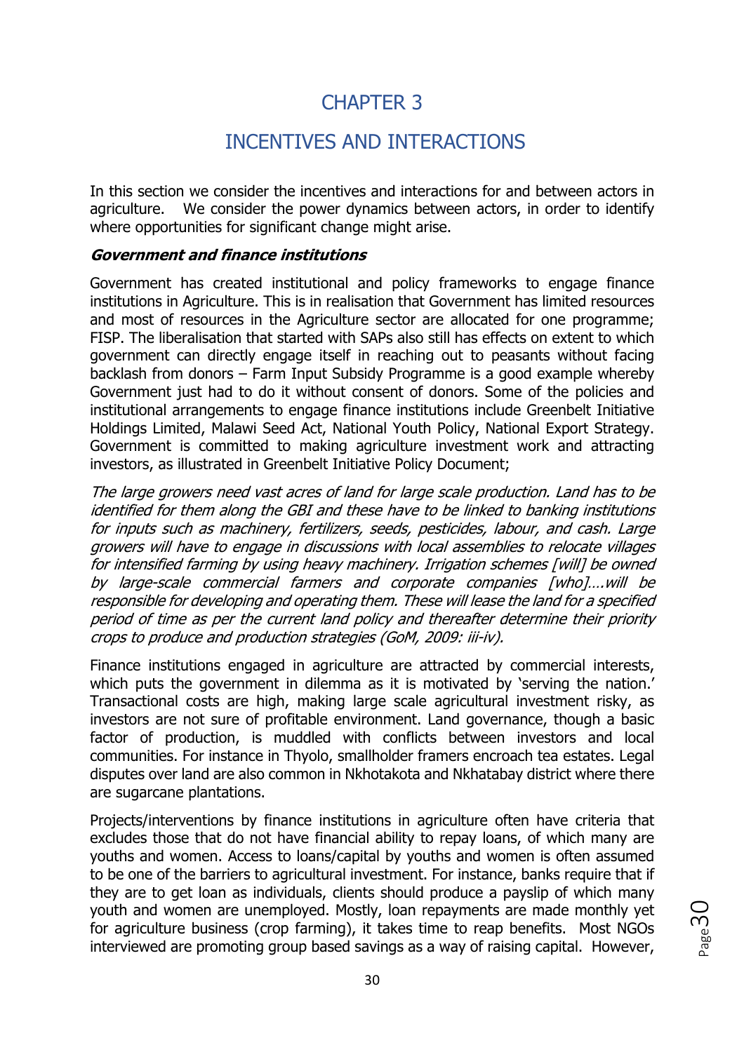# CHAPTER 3

# INCENTIVES AND INTERACTIONS

In this section we consider the incentives and interactions for and between actors in agriculture. We consider the power dynamics between actors, in order to identify where opportunities for significant change might arise.

***Government and finance institutions***

Government has created institutional and policy frameworks to engage finance institutions in Agriculture. This is in realisation that Government has limited resources and most of resources in the Agriculture sector are allocated for one programme; FISP. The liberalisation that started with SAPs also still has effects on extent to which government can directly engage itself in reaching out to peasants without facing backlash from donors – Farm Input Subsidy Programme is a good example whereby Government just had to do it without consent of donors. Some of the policies and institutional arrangements to engage finance institutions include Greenbelt Initiative Holdings Limited, Malawi Seed Act, National Youth Policy, National Export Strategy. Government is committed to making agriculture investment work and attracting investors, as illustrated in Greenbelt Initiative Policy Document;

*The large growers need vast acres of land for large scale production. Land has to be identified for them along the GBI and these have to be linked to banking institutions for inputs such as machinery, fertilizers, seeds, pesticides, labour, and cash. Large growers will have to engage in discussions with local assemblies to relocate villages for intensified farming by using heavy machinery. Irrigation schemes [will] be owned by large-scale commercial farmers and corporate companies [who]….will be responsible for developing and operating them. These will lease the land for a specified period of time as per the current land policy and thereafter determine their priority crops to produce and production strategies (GoM, 2009: iii-iv).*

Finance institutions engaged in agriculture are attracted by commercial interests, which puts the government in dilemma as it is motivated by 'serving the nation.' Transactional costs are high, making large scale agricultural investment risky, as investors are not sure of profitable environment. Land governance, though a basic factor of production, is muddled with conflicts between investors and local communities. For instance in Thyolo, smallholder framers encroach tea estates. Legal disputes over land are also common in Nkhotakota and Nkhatabay district where there are sugarcane plantations.

Projects/interventions by finance institutions in agriculture often have criteria that excludes those that do not have financial ability to repay loans, of which many are youths and women. Access to loans/capital by youths and women is often assumed to be one of the barriers to agricultural investment. For instance, banks require that if they are to get loan as individuals, clients should produce a payslip of which many youth and women are unemployed. Mostly, loan repayments are made monthly yet for agriculture business (crop farming), it takes time to reap benefits. Most NGOs interviewed are promoting group based savings as a way of raising capital. However,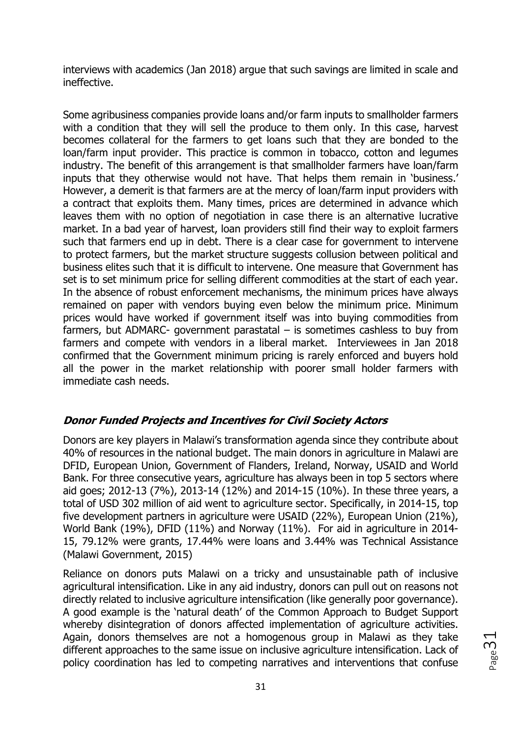interviews with academics (Jan 2018) argue that such savings are limited in scale and ineffective.

Some agribusiness companies provide loans and/or farm inputs to smallholder farmers with a condition that they will sell the produce to them only. In this case, harvest becomes collateral for the farmers to get loans such that they are bonded to the loan/farm input provider. This practice is common in tobacco, cotton and legumes industry. The benefit of this arrangement is that smallholder farmers have loan/farm inputs that they otherwise would not have. That helps them remain in 'business.' However, a demerit is that farmers are at the mercy of loan/farm input providers with a contract that exploits them. Many times, prices are determined in advance which leaves them with no option of negotiation in case there is an alternative lucrative market. In a bad year of harvest, loan providers still find their way to exploit farmers such that farmers end up in debt. There is a clear case for government to intervene to protect farmers, but the market structure suggests collusion between political and business elites such that it is difficult to intervene. One measure that Government has set is to set minimum price for selling different commodities at the start of each year. In the absence of robust enforcement mechanisms, the minimum prices have always remained on paper with vendors buying even below the minimum price. Minimum prices would have worked if government itself was into buying commodities from farmers, but ADMARC- government parastatal – is sometimes cashless to buy from farmers and compete with vendors in a liberal market. Interviewees in Jan 2018 confirmed that the Government minimum pricing is rarely enforced and buyers hold all the power in the market relationship with poorer small holder farmers with immediate cash needs.

### ***Donor Funded Projects and Incentives for Civil Society Actors***

Donors are key players in Malawi's transformation agenda since they contribute about 40% of resources in the national budget. The main donors in agriculture in Malawi are DFID, European Union, Government of Flanders, Ireland, Norway, USAID and World Bank. For three consecutive years, agriculture has always been in top 5 sectors where aid goes; 2012-13 (7%), 2013-14 (12%) and 2014-15 (10%). In these three years, a total of USD 302 million of aid went to agriculture sector. Specifically, in 2014-15, top five development partners in agriculture were USAID (22%), European Union (21%), World Bank (19%), DFID (11%) and Norway (11%). For aid in agriculture in 2014-15, 79.12% were grants, 17.44% were loans and 3.44% was Technical Assistance (Malawi Government, 2015)

Reliance on donors puts Malawi on a tricky and unsustainable path of inclusive agricultural intensification. Like in any aid industry, donors can pull out on reasons not directly related to inclusive agriculture intensification (like generally poor governance). A good example is the 'natural death' of the Common Approach to Budget Support whereby disintegration of donors affected implementation of agriculture activities. Again, donors themselves are not a homogenous group in Malawi as they take different approaches to the same issue on inclusive agriculture intensification. Lack of policy coordination has led to competing narratives and interventions that confuse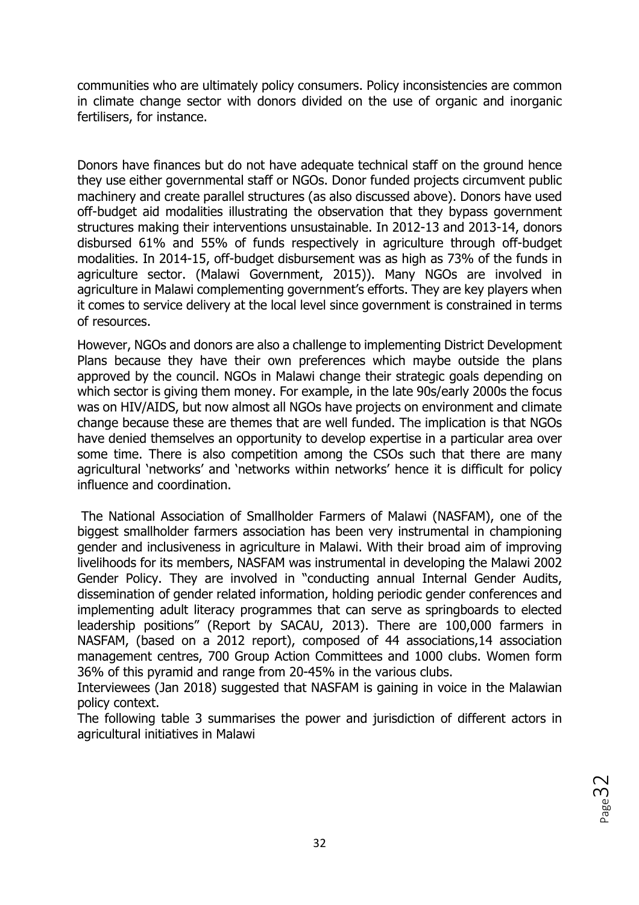communities who are ultimately policy consumers. Policy inconsistencies are common in climate change sector with donors divided on the use of organic and inorganic fertilisers, for instance.

Donors have finances but do not have adequate technical staff on the ground hence they use either governmental staff or NGOs. Donor funded projects circumvent public machinery and create parallel structures (as also discussed above). Donors have used off-budget aid modalities illustrating the observation that they bypass government structures making their interventions unsustainable. In 2012-13 and 2013-14, donors disbursed 61% and 55% of funds respectively in agriculture through off-budget modalities. In 2014-15, off-budget disbursement was as high as 73% of the funds in agriculture sector. (Malawi Government, 2015)). Many NGOs are involved in agriculture in Malawi complementing government's efforts. They are key players when it comes to service delivery at the local level since government is constrained in terms of resources.

However, NGOs and donors are also a challenge to implementing District Development Plans because they have their own preferences which maybe outside the plans approved by the council. NGOs in Malawi change their strategic goals depending on which sector is giving them money. For example, in the late 90s/early 2000s the focus was on HIV/AIDS, but now almost all NGOs have projects on environment and climate change because these are themes that are well funded. The implication is that NGOs have denied themselves an opportunity to develop expertise in a particular area over some time. There is also competition among the CSOs such that there are many agricultural 'networks' and 'networks within networks' hence it is difficult for policy influence and coordination.

The National Association of Smallholder Farmers of Malawi (NASFAM), one of the biggest smallholder farmers association has been very instrumental in championing gender and inclusiveness in agriculture in Malawi. With their broad aim of improving livelihoods for its members, NASFAM was instrumental in developing the Malawi 2002 Gender Policy. They are involved in "conducting annual Internal Gender Audits, dissemination of gender related information, holding periodic gender conferences and implementing adult literacy programmes that can serve as springboards to elected leadership positions" (Report by SACAU, 2013). There are 100,000 farmers in NASFAM, (based on a 2012 report), composed of 44 associations,14 association management centres, 700 Group Action Committees and 1000 clubs. Women form 36% of this pyramid and range from 20-45% in the various clubs.

Interviewees (Jan 2018) suggested that NASFAM is gaining in voice in the Malawian policy context.

The following table 3 summarises the power and jurisdiction of different actors in agricultural initiatives in Malawi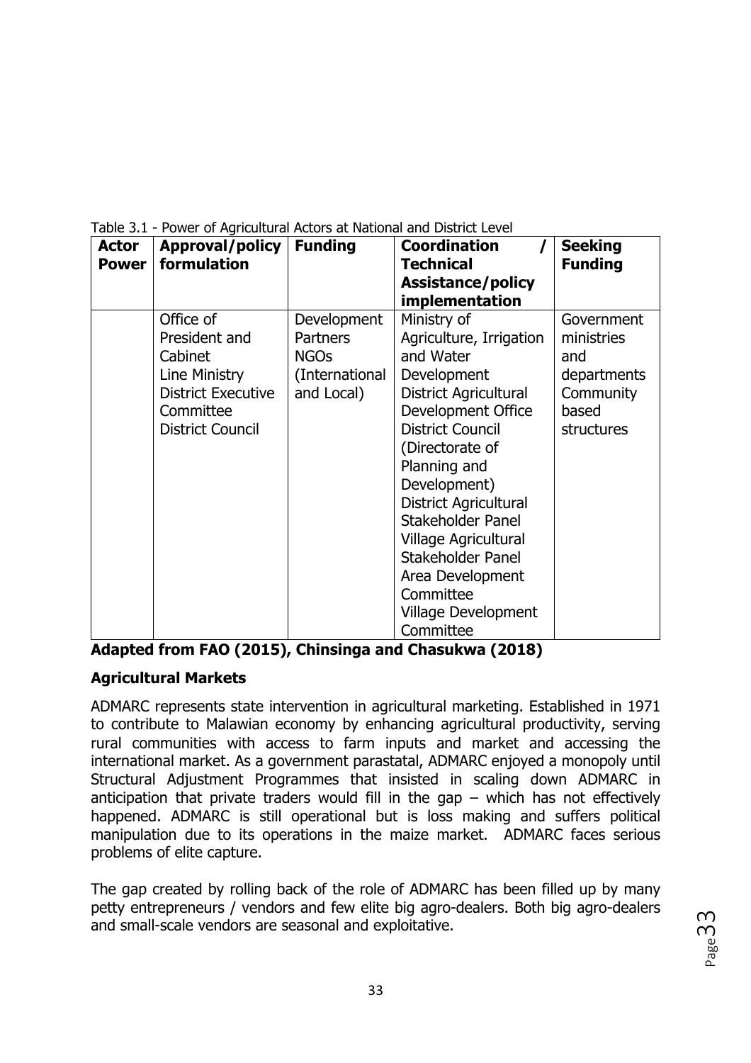Table 3.1 - Power of Agricultural Actors at National and District Level

| Actor Power | Approval/policy formulation | Funding | Coordination / Technical Assistance/policy implementation | Seeking Funding |
|---|---|---|---|---|
| | Office of President and Cabinet<br>Line Ministry<br>District Executive Committee<br>District Council | Development Partners<br>NGOs (International and Local) | Ministry of Agriculture, Irrigation and Water Development<br>District Agricultural Development Office<br>District Council (Directorate of Planning and Development)<br>District Agricultural Stakeholder Panel<br>Village Agricultural Stakeholder Panel<br>Area Development Committee<br>Village Development Committee | Government ministries and departments<br>Community based structures |

**Adapted from FAO (2015), Chinsinga and Chasukwa (2018)**

**Agricultural Markets**

ADMARC represents state intervention in agricultural marketing. Established in 1971 to contribute to Malawian economy by enhancing agricultural productivity, serving rural communities with access to farm inputs and market and accessing the international market. As a government parastatal, ADMARC enjoyed a monopoly until Structural Adjustment Programmes that insisted in scaling down ADMARC in anticipation that private traders would fill in the gap – which has not effectively happened. ADMARC is still operational but is loss making and suffers political manipulation due to its operations in the maize market. ADMARC faces serious problems of elite capture.

The gap created by rolling back of the role of ADMARC has been filled up by many petty entrepreneurs / vendors and few elite big agro-dealers. Both big agro-dealers and small-scale vendors are seasonal and exploitative.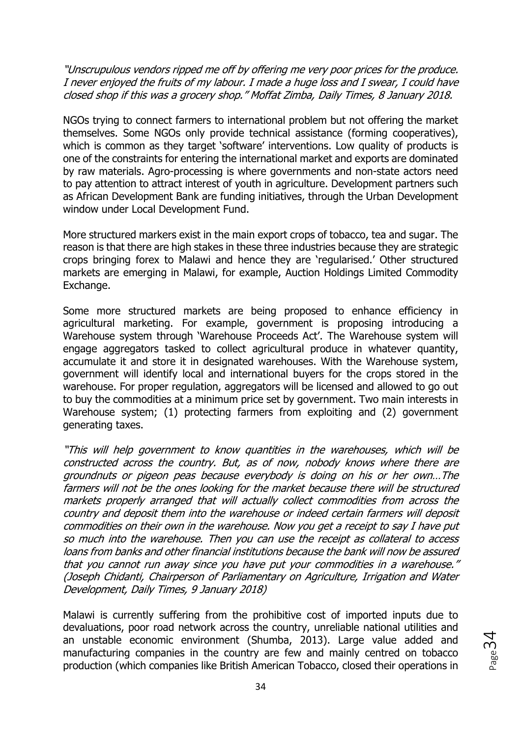*"Unscrupulous vendors ripped me off by offering me very poor prices for the produce. I never enjoyed the fruits of my labour. I made a huge loss and I swear, I could have closed shop if this was a grocery shop." Moffat Zimba, Daily Times, 8 January 2018.*

NGOs trying to connect farmers to international problem but not offering the market themselves. Some NGOs only provide technical assistance (forming cooperatives), which is common as they target 'software' interventions. Low quality of products is one of the constraints for entering the international market and exports are dominated by raw materials. Agro-processing is where governments and non-state actors need to pay attention to attract interest of youth in agriculture. Development partners such as African Development Bank are funding initiatives, through the Urban Development window under Local Development Fund.

More structured markers exist in the main export crops of tobacco, tea and sugar. The reason is that there are high stakes in these three industries because they are strategic crops bringing forex to Malawi and hence they are 'regularised.' Other structured markets are emerging in Malawi, for example, Auction Holdings Limited Commodity Exchange.

Some more structured markets are being proposed to enhance efficiency in agricultural marketing. For example, government is proposing introducing a Warehouse system through 'Warehouse Proceeds Act'. The Warehouse system will engage aggregators tasked to collect agricultural produce in whatever quantity, accumulate it and store it in designated warehouses. With the Warehouse system, government will identify local and international buyers for the crops stored in the warehouse. For proper regulation, aggregators will be licensed and allowed to go out to buy the commodities at a minimum price set by government. Two main interests in Warehouse system; (1) protecting farmers from exploiting and (2) government generating taxes.

*"This will help government to know quantities in the warehouses, which will be constructed across the country. But, as of now, nobody knows where there are groundnuts or pigeon peas because everybody is doing on his or her own…The farmers will not be the ones looking for the market because there will be structured markets properly arranged that will actually collect commodities from across the country and deposit them into the warehouse or indeed certain farmers will deposit commodities on their own in the warehouse. Now you get a receipt to say I have put so much into the warehouse. Then you can use the receipt as collateral to access loans from banks and other financial institutions because the bank will now be assured that you cannot run away since you have put your commodities in a warehouse." (Joseph Chidanti, Chairperson of Parliamentary on Agriculture, Irrigation and Water Development, Daily Times, 9 January 2018)*

Malawi is currently suffering from the prohibitive cost of imported inputs due to devaluations, poor road network across the country, unreliable national utilities and an unstable economic environment (Shumba, 2013). Large value added and manufacturing companies in the country are few and mainly centred on tobacco production (which companies like British American Tobacco, closed their operations in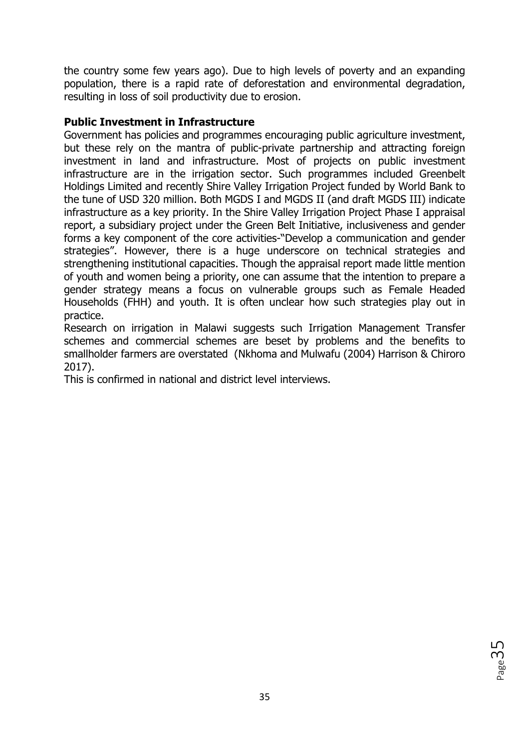the country some few years ago). Due to high levels of poverty and an expanding population, there is a rapid rate of deforestation and environmental degradation, resulting in loss of soil productivity due to erosion.

**Public Investment in Infrastructure**

Government has policies and programmes encouraging public agriculture investment, but these rely on the mantra of public-private partnership and attracting foreign investment in land and infrastructure. Most of projects on public investment infrastructure are in the irrigation sector. Such programmes included Greenbelt Holdings Limited and recently Shire Valley Irrigation Project funded by World Bank to the tune of USD 320 million. Both MGDS I and MGDS II (and draft MGDS III) indicate infrastructure as a key priority. In the Shire Valley Irrigation Project Phase I appraisal report, a subsidiary project under the Green Belt Initiative, inclusiveness and gender forms a key component of the core activities-"Develop a communication and gender strategies". However, there is a huge underscore on technical strategies and strengthening institutional capacities. Though the appraisal report made little mention of youth and women being a priority, one can assume that the intention to prepare a gender strategy means a focus on vulnerable groups such as Female Headed Households (FHH) and youth. It is often unclear how such strategies play out in practice.

Research on irrigation in Malawi suggests such Irrigation Management Transfer schemes and commercial schemes are beset by problems and the benefits to smallholder farmers are overstated (Nkhoma and Mulwafu (2004) Harrison & Chiroro 2017).

This is confirmed in national and district level interviews.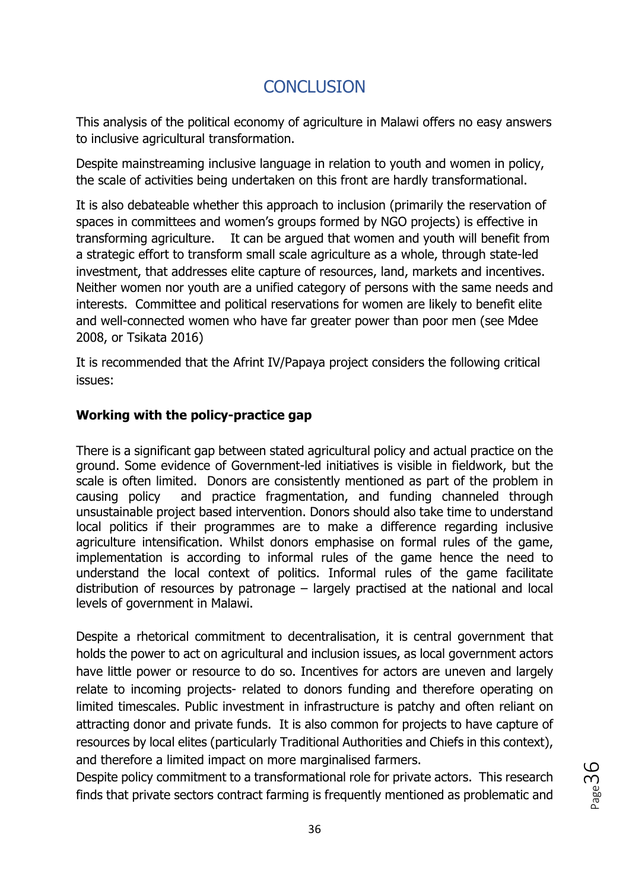# CONCLUSION

This analysis of the political economy of agriculture in Malawi offers no easy answers to inclusive agricultural transformation.

Despite mainstreaming inclusive language in relation to youth and women in policy, the scale of activities being undertaken on this front are hardly transformational.

It is also debateable whether this approach to inclusion (primarily the reservation of spaces in committees and women's groups formed by NGO projects) is effective in transforming agriculture. It can be argued that women and youth will benefit from a strategic effort to transform small scale agriculture as a whole, through state-led investment, that addresses elite capture of resources, land, markets and incentives. Neither women nor youth are a unified category of persons with the same needs and interests. Committee and political reservations for women are likely to benefit elite and well-connected women who have far greater power than poor men (see Mdee 2008, or Tsikata 2016)

It is recommended that the Afrint IV/Papaya project considers the following critical issues:

**Working with the policy-practice gap**

There is a significant gap between stated agricultural policy and actual practice on the ground. Some evidence of Government-led initiatives is visible in fieldwork, but the scale is often limited. Donors are consistently mentioned as part of the problem in causing policy and practice fragmentation, and funding channeled through unsustainable project based intervention. Donors should also take time to understand local politics if their programmes are to make a difference regarding inclusive agriculture intensification. Whilst donors emphasise on formal rules of the game, implementation is according to informal rules of the game hence the need to understand the local context of politics. Informal rules of the game facilitate distribution of resources by patronage – largely practised at the national and local levels of government in Malawi.

Despite a rhetorical commitment to decentralisation, it is central government that holds the power to act on agricultural and inclusion issues, as local government actors have little power or resource to do so. Incentives for actors are uneven and largely relate to incoming projects- related to donors funding and therefore operating on limited timescales. Public investment in infrastructure is patchy and often reliant on attracting donor and private funds. It is also common for projects to have capture of resources by local elites (particularly Traditional Authorities and Chiefs in this context), and therefore a limited impact on more marginalised farmers.
Despite policy commitment to a transformational role for private actors. This research finds that private sectors contract farming is frequently mentioned as problematic and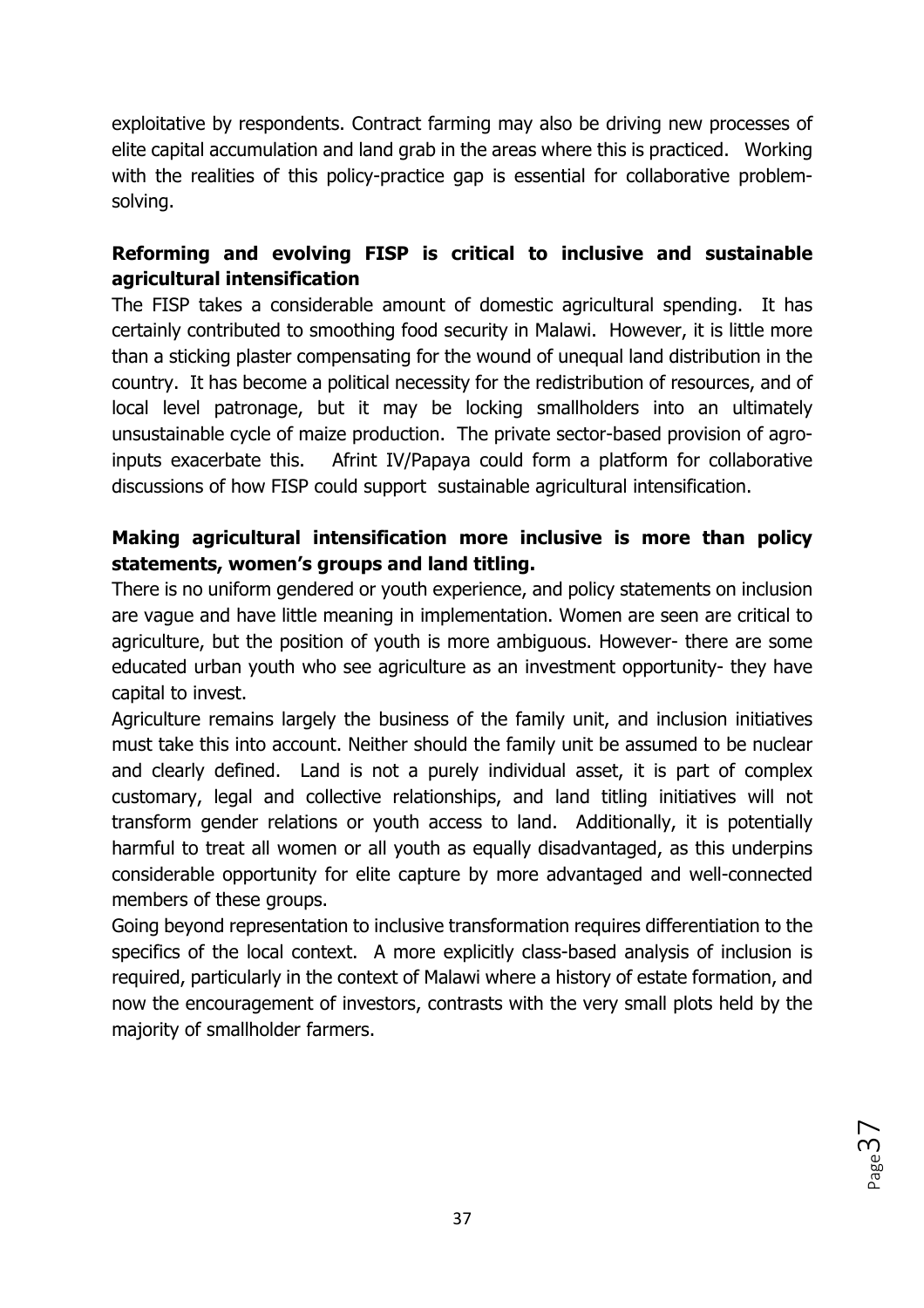exploitative by respondents. Contract farming may also be driving new processes of elite capital accumulation and land grab in the areas where this is practiced. Working with the realities of this policy-practice gap is essential for collaborative problem-solving.

**Reforming and evolving FISP is critical to inclusive and sustainable agricultural intensification**

The FISP takes a considerable amount of domestic agricultural spending. It has certainly contributed to smoothing food security in Malawi. However, it is little more than a sticking plaster compensating for the wound of unequal land distribution in the country. It has become a political necessity for the redistribution of resources, and of local level patronage, but it may be locking smallholders into an ultimately unsustainable cycle of maize production. The private sector-based provision of agro-inputs exacerbate this. Afrint IV/Papaya could form a platform for collaborative discussions of how FISP could support sustainable agricultural intensification.

**Making agricultural intensification more inclusive is more than policy statements, women's groups and land titling.**

There is no uniform gendered or youth experience, and policy statements on inclusion are vague and have little meaning in implementation. Women are seen are critical to agriculture, but the position of youth is more ambiguous. However- there are some educated urban youth who see agriculture as an investment opportunity- they have capital to invest.

Agriculture remains largely the business of the family unit, and inclusion initiatives must take this into account. Neither should the family unit be assumed to be nuclear and clearly defined. Land is not a purely individual asset, it is part of complex customary, legal and collective relationships, and land titling initiatives will not transform gender relations or youth access to land. Additionally, it is potentially harmful to treat all women or all youth as equally disadvantaged, as this underpins considerable opportunity for elite capture by more advantaged and well-connected members of these groups.

Going beyond representation to inclusive transformation requires differentiation to the specifics of the local context. A more explicitly class-based analysis of inclusion is required, particularly in the context of Malawi where a history of estate formation, and now the encouragement of investors, contrasts with the very small plots held by the majority of smallholder farmers.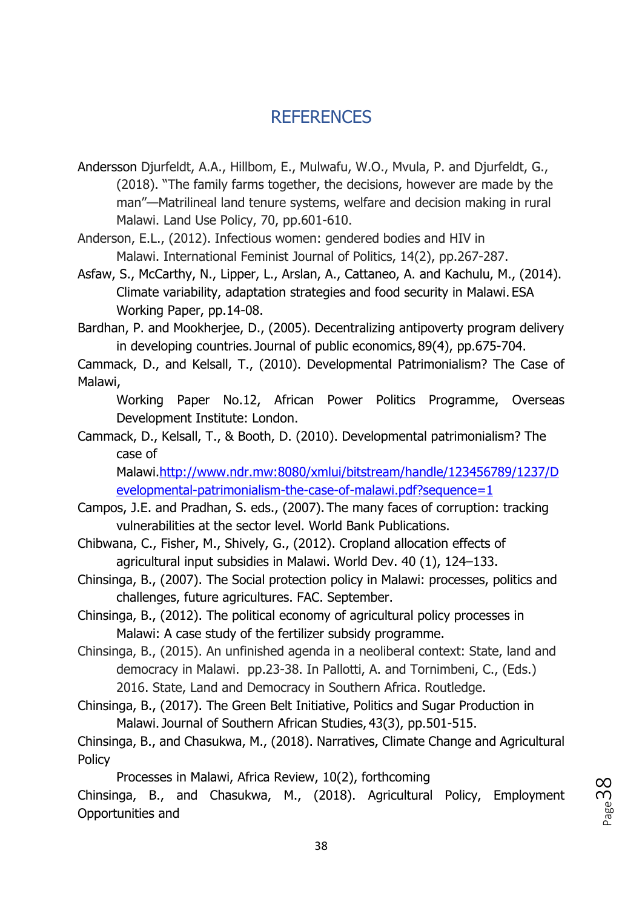# REFERENCES

Andersson Djurfeldt, A.A., Hillbom, E., Mulwafu, W.O., Mvula, P. and Djurfeldt, G., (2018). "The family farms together, the decisions, however are made by the man"—Matrilineal land tenure systems, welfare and decision making in rural Malawi. Land Use Policy, 70, pp.601-610.

Anderson, E.L., (2012). Infectious women: gendered bodies and HIV in Malawi. International Feminist Journal of Politics, 14(2), pp.267-287.

Asfaw, S., McCarthy, N., Lipper, L., Arslan, A., Cattaneo, A. and Kachulu, M., (2014). Climate variability, adaptation strategies and food security in Malawi. ESA Working Paper, pp.14-08.

Bardhan, P. and Mookherjee, D., (2005). Decentralizing antipoverty program delivery in developing countries. Journal of public economics, 89(4), pp.675-704.

Cammack, D., and Kelsall, T., (2010). Developmental Patrimonialism? The Case of Malawi, Working Paper No.12, African Power Politics Programme, Overseas Development Institute: London.

Cammack, D., Kelsall, T., & Booth, D. (2010). Developmental patrimonialism? The case of Malawi.[http://www.ndr.mw:8080/xmlui/bitstream/handle/123456789/1237/Developmental-patrimonialism-the-case-of-malawi.pdf?sequence=1](http://www.ndr.mw:8080/xmlui/bitstream/handle/123456789/1237/Developmental-patrimonialism-the-case-of-malawi.pdf?sequence=1)

Campos, J.E. and Pradhan, S. eds., (2007). The many faces of corruption: tracking vulnerabilities at the sector level. World Bank Publications.

Chibwana, C., Fisher, M., Shively, G., (2012). Cropland allocation effects of agricultural input subsidies in Malawi. World Dev. 40 (1), 124–133.

Chinsinga, B., (2007). The Social protection policy in Malawi: processes, politics and challenges, future agricultures. FAC. September.

Chinsinga, B., (2012). The political economy of agricultural policy processes in Malawi: A case study of the fertilizer subsidy programme.

Chinsinga, B., (2015). An unfinished agenda in a neoliberal context: State, land and democracy in Malawi. pp.23-38. In Pallotti, A. and Tornimbeni, C., (Eds.) 2016. State, Land and Democracy in Southern Africa. Routledge.

Chinsinga, B., (2017). The Green Belt Initiative, Politics and Sugar Production in Malawi. Journal of Southern African Studies, 43(3), pp.501-515.

Chinsinga, B., and Chasukwa, M., (2018). Narratives, Climate Change and Agricultural Policy Processes in Malawi, Africa Review, 10(2), forthcoming

Chinsinga, B., and Chasukwa, M., (2018). Agricultural Policy, Employment Opportunities and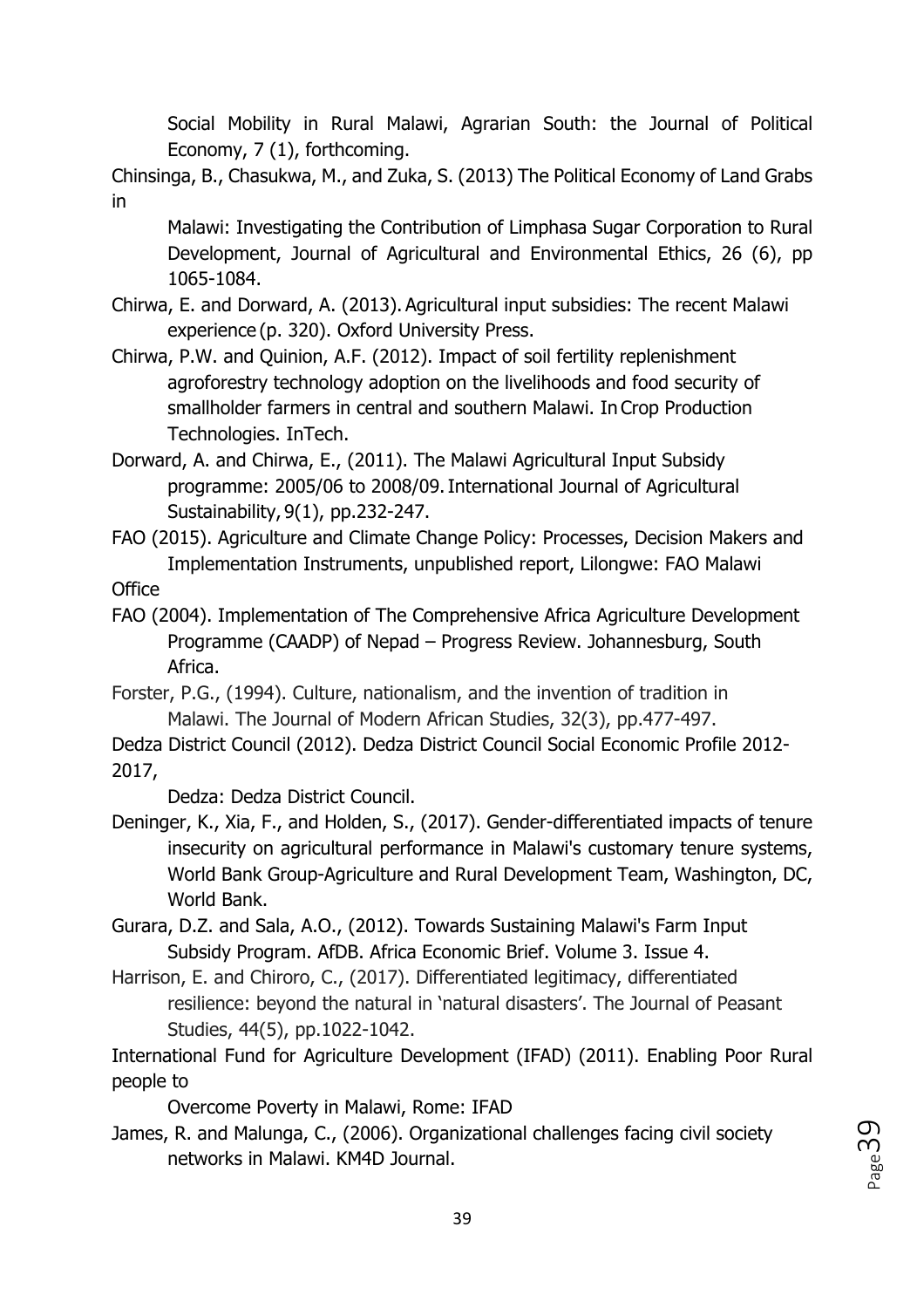Social Mobility in Rural Malawi, Agrarian South: the Journal of Political Economy, 7 (1), forthcoming.

Chinsinga, B., Chasukwa, M., and Zuka, S. (2013) The Political Economy of Land Grabs in Malawi: Investigating the Contribution of Limphasa Sugar Corporation to Rural Development, Journal of Agricultural and Environmental Ethics, 26 (6), pp 1065-1084.

Chirwa, E. and Dorward, A. (2013). Agricultural input subsidies: The recent Malawi experience (p. 320). Oxford University Press.

Chirwa, P.W. and Quinion, A.F. (2012). Impact of soil fertility replenishment agroforestry technology adoption on the livelihoods and food security of smallholder farmers in central and southern Malawi. In Crop Production Technologies. InTech.

Dorward, A. and Chirwa, E., (2011). The Malawi Agricultural Input Subsidy programme: 2005/06 to 2008/09. International Journal of Agricultural Sustainability, 9(1), pp.232-247.

FAO (2015). Agriculture and Climate Change Policy: Processes, Decision Makers and Implementation Instruments, unpublished report, Lilongwe: FAO Malawi Office

FAO (2004). Implementation of The Comprehensive Africa Agriculture Development Programme (CAADP) of Nepad – Progress Review. Johannesburg, South Africa.

Forster, P.G., (1994). Culture, nationalism, and the invention of tradition in Malawi. The Journal of Modern African Studies, 32(3), pp.477-497.

Dedza District Council (2012). Dedza District Council Social Economic Profile 2012-2017, Dedza: Dedza District Council.

Deninger, K., Xia, F., and Holden, S., (2017). Gender-differentiated impacts of tenure insecurity on agricultural performance in Malawi's customary tenure systems, World Bank Group-Agriculture and Rural Development Team, Washington, DC, World Bank.

Gurara, D.Z. and Sala, A.O., (2012). Towards Sustaining Malawi's Farm Input Subsidy Program. AfDB. Africa Economic Brief. Volume 3. Issue 4.

Harrison, E. and Chiroro, C., (2017). Differentiated legitimacy, differentiated resilience: beyond the natural in 'natural disasters'. The Journal of Peasant Studies, 44(5), pp.1022-1042.

International Fund for Agriculture Development (IFAD) (2011). Enabling Poor Rural people to Overcome Poverty in Malawi, Rome: IFAD

James, R. and Malunga, C., (2006). Organizational challenges facing civil society networks in Malawi. KM4D Journal.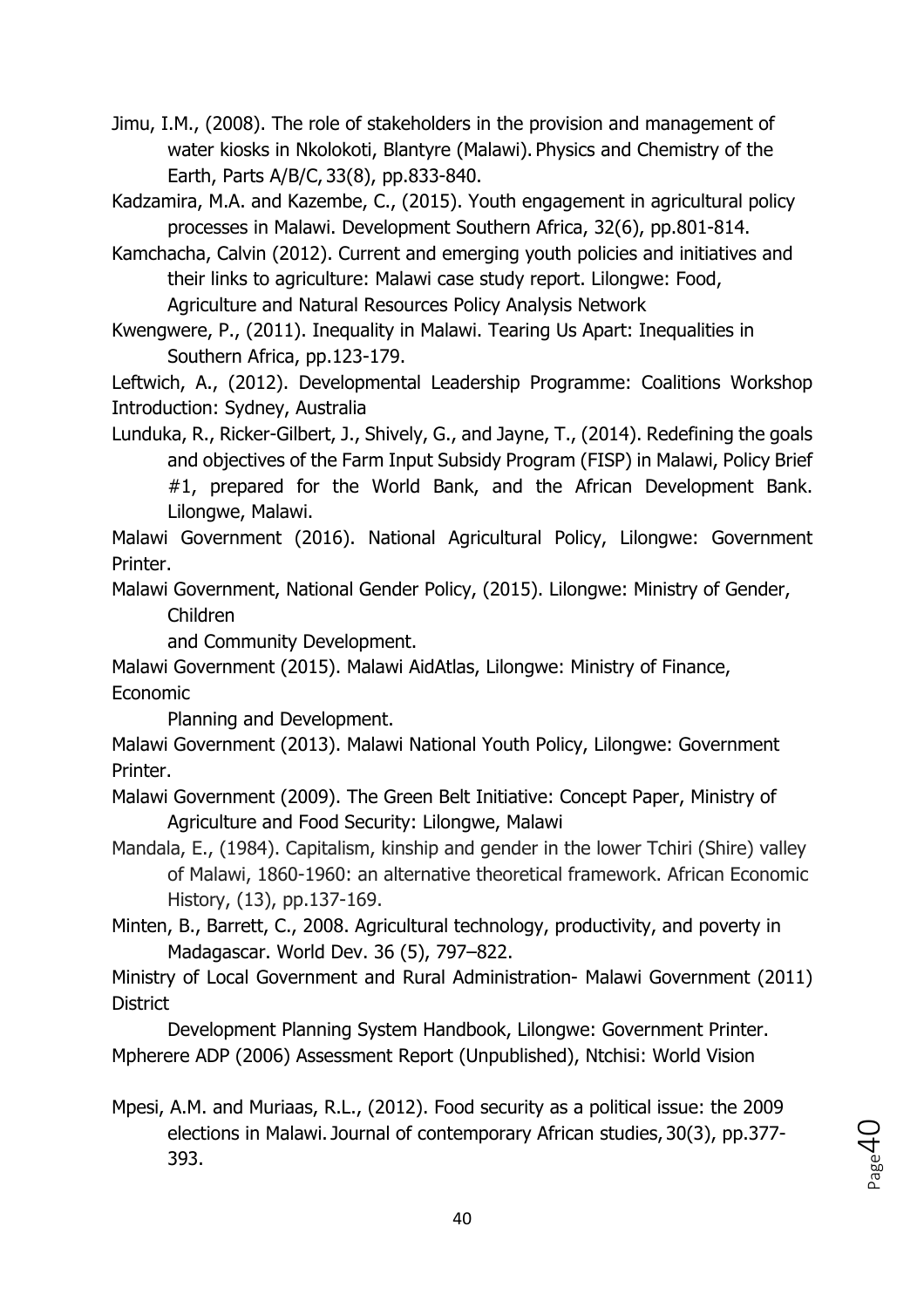Jimu, I.M., (2008). The role of stakeholders in the provision and management of water kiosks in Nkolokoti, Blantyre (Malawi). Physics and Chemistry of the Earth, Parts A/B/C, 33(8), pp.833-840.

Kadzamira, M.A. and Kazembe, C., (2015). Youth engagement in agricultural policy processes in Malawi. Development Southern Africa, 32(6), pp.801-814.

Kamchacha, Calvin (2012). Current and emerging youth policies and initiatives and their links to agriculture: Malawi case study report. Lilongwe: Food, Agriculture and Natural Resources Policy Analysis Network

Kwengwere, P., (2011). Inequality in Malawi. Tearing Us Apart: Inequalities in Southern Africa, pp.123-179.

Leftwich, A., (2012). Developmental Leadership Programme: Coalitions Workshop Introduction: Sydney, Australia

Lunduka, R., Ricker-Gilbert, J., Shively, G., and Jayne, T., (2014). Redefining the goals and objectives of the Farm Input Subsidy Program (FISP) in Malawi, Policy Brief #1, prepared for the World Bank, and the African Development Bank. Lilongwe, Malawi.

Malawi Government (2016). National Agricultural Policy, Lilongwe: Government Printer.

Malawi Government, National Gender Policy, (2015). Lilongwe: Ministry of Gender, Children and Community Development.

Malawi Government (2015). Malawi AidAtlas, Lilongwe: Ministry of Finance, Economic Planning and Development.

Malawi Government (2013). Malawi National Youth Policy, Lilongwe: Government Printer.

Malawi Government (2009). The Green Belt Initiative: Concept Paper, Ministry of Agriculture and Food Security: Lilongwe, Malawi

Mandala, E., (1984). Capitalism, kinship and gender in the lower Tchiri (Shire) valley of Malawi, 1860-1960: an alternative theoretical framework. African Economic History, (13), pp.137-169.

Minten, B., Barrett, C., 2008. Agricultural technology, productivity, and poverty in Madagascar. World Dev. 36 (5), 797–822.

Ministry of Local Government and Rural Administration- Malawi Government (2011) District Development Planning System Handbook, Lilongwe: Government Printer.

Mpherere ADP (2006) Assessment Report (Unpublished), Ntchisi: World Vision

Mpesi, A.M. and Muriaas, R.L., (2012). Food security as a political issue: the 2009 elections in Malawi. Journal of contemporary African studies, 30(3), pp.377-393.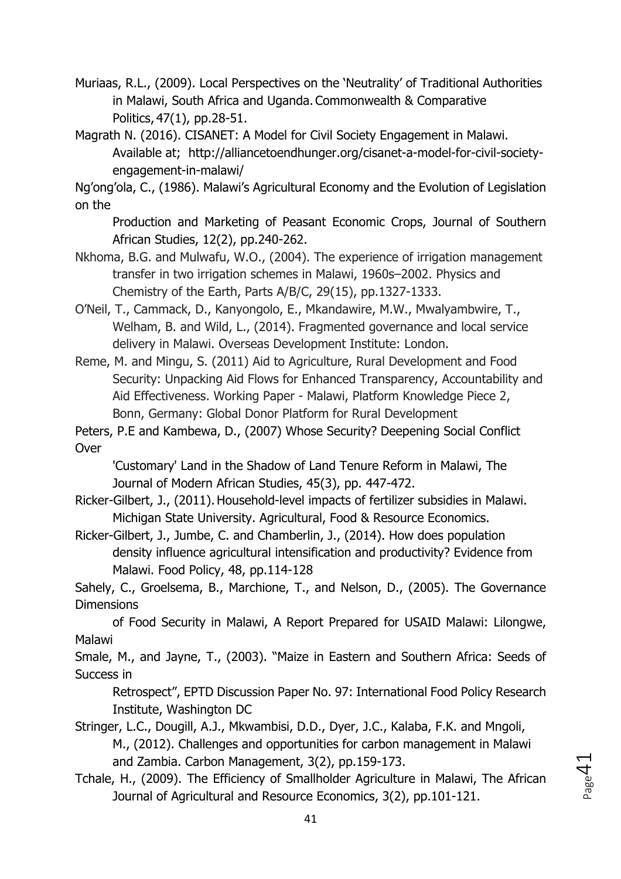Muriaas, R.L., (2009). Local Perspectives on the 'Neutrality' of Traditional Authorities in Malawi, South Africa and Uganda. Commonwealth & Comparative Politics, 47(1), pp.28-51.

Magrath N. (2016). CISANET: A Model for Civil Society Engagement in Malawi. Available at; http://alliancetoendhunger.org/cisanet-a-model-for-civil-society-engagement-in-malawi/

Ng'ong'ola, C., (1986). Malawi's Agricultural Economy and the Evolution of Legislation on the Production and Marketing of Peasant Economic Crops, Journal of Southern African Studies, 12(2), pp.240-262.

Nkhoma, B.G. and Mulwafu, W.O., (2004). The experience of irrigation management transfer in two irrigation schemes in Malawi, 1960s–2002. Physics and Chemistry of the Earth, Parts A/B/C, 29(15), pp.1327-1333.

O'Neil, T., Cammack, D., Kanyongolo, E., Mkandawire, M.W., Mwalyambwire, T., Welham, B. and Wild, L., (2014). Fragmented governance and local service delivery in Malawi. Overseas Development Institute: London.

Reme, M. and Mingu, S. (2011) Aid to Agriculture, Rural Development and Food Security: Unpacking Aid Flows for Enhanced Transparency, Accountability and Aid Effectiveness. Working Paper - Malawi, Platform Knowledge Piece 2, Bonn, Germany: Global Donor Platform for Rural Development

Peters, P.E and Kambewa, D., (2007) Whose Security? Deepening Social Conflict Over 'Customary' Land in the Shadow of Land Tenure Reform in Malawi, The Journal of Modern African Studies, 45(3), pp. 447-472.

Ricker-Gilbert, J., (2011). Household-level impacts of fertilizer subsidies in Malawi. Michigan State University. Agricultural, Food & Resource Economics.

Ricker-Gilbert, J., Jumbe, C. and Chamberlin, J., (2014). How does population density influence agricultural intensification and productivity? Evidence from Malawi. Food Policy, 48, pp.114-128

Sahely, C., Groelsema, B., Marchione, T., and Nelson, D., (2005). The Governance Dimensions of Food Security in Malawi, A Report Prepared for USAID Malawi: Lilongwe, Malawi

Smale, M., and Jayne, T., (2003). "Maize in Eastern and Southern Africa: Seeds of Success in Retrospect", EPTD Discussion Paper No. 97: International Food Policy Research Institute, Washington DC

Stringer, L.C., Dougill, A.J., Mkwambisi, D.D., Dyer, J.C., Kalaba, F.K. and Mngoli, M., (2012). Challenges and opportunities for carbon management in Malawi and Zambia. Carbon Management, 3(2), pp.159-173.

Tchale, H., (2009). The Efficiency of Smallholder Agriculture in Malawi, The African Journal of Agricultural and Resource Economics, 3(2), pp.101-121.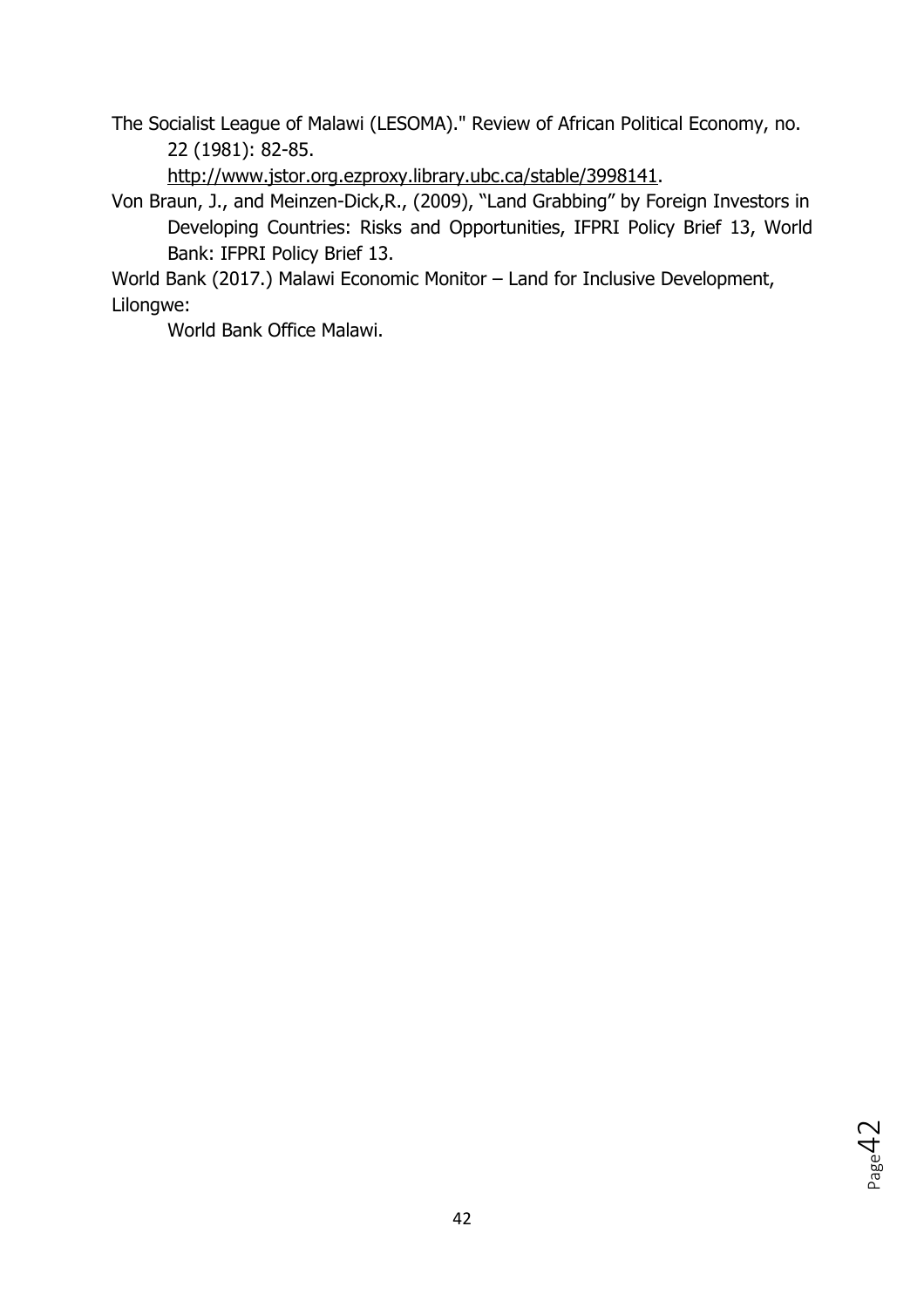The Socialist League of Malawi (LESOMA)." Review of African Political Economy, no. 22 (1981): 82-85. http://www.jstor.org.ezproxy.library.ubc.ca/stable/3998141.

Von Braun, J., and Meinzen-Dick,R., (2009), "Land Grabbing" by Foreign Investors in Developing Countries: Risks and Opportunities, IFPRI Policy Brief 13, World Bank: IFPRI Policy Brief 13.

World Bank (2017.) Malawi Economic Monitor – Land for Inclusive Development, Lilongwe: World Bank Office Malawi.